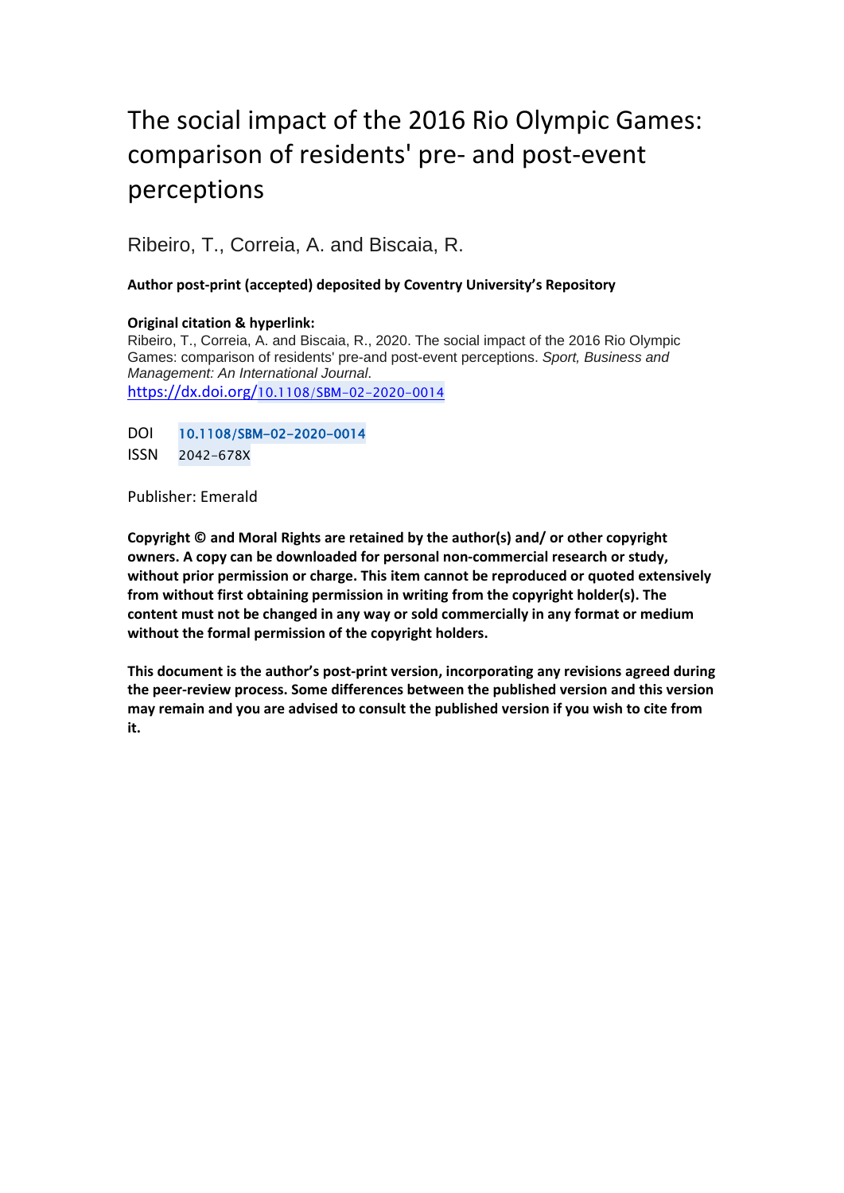# The social impact of the 2016 Rio Olympic Games: comparison of residents' pre- and post-event perceptions

Ribeiro, T., Correia, A. and Biscaia, R.

**Author post-print (accepted) deposited by Coventry University's Repository**

**Original citation & hyperlink:**

Ribeiro, T., Correia, A. and Biscaia, R., 2020. The social impact of the 2016 Rio Olympic Games: comparison of residents' pre-and post-event perceptions. *Sport, Business and Management: An International Journal*.

https://dx.doi.org/10.1108/SBM-02-2020-0014

DOI 10.1108/SBM-02-2020-0014

ISSN 2042-678X

Publisher: Emerald

**Copyright © and Moral Rights are retained by the author(s) and/ or other copyright owners. A copy can be downloaded for personal non-commercial research or study, without prior permission or charge. This item cannot be reproduced or quoted extensively from without first obtaining permission in writing from the copyright holder(s). The content must not be changed in any way or sold commercially in any format or medium without the formal permission of the copyright holders.**

**This document is the author's post-print version, incorporating any revisions agreed during the peer-review process. Some differences between the published version and this version may remain and you are advised to consult the published version if you wish to cite from it.**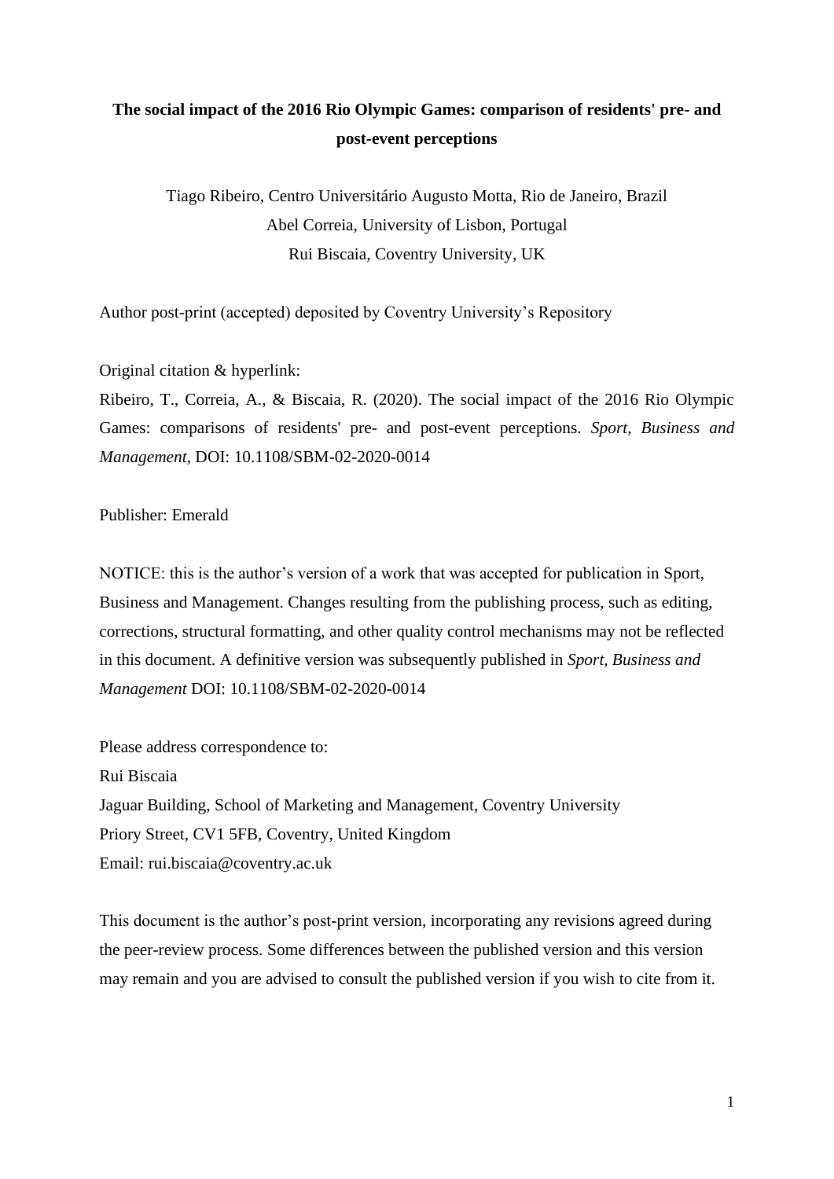**The social impact of the 2016 Rio Olympic Games: comparison of residents' pre- and post-event perceptions**

Tiago Ribeiro, Centro Universitário Augusto Motta, Rio de Janeiro, Brazil
Abel Correia, University of Lisbon, Portugal
Rui Biscaia, Coventry University, UK

Author post-print (accepted) deposited by Coventry University's Repository

Original citation & hyperlink:
Ribeiro, T., Correia, A., & Biscaia, R. (2020). The social impact of the 2016 Rio Olympic Games: comparisons of residents' pre- and post-event perceptions. *Sport, Business and Management*, DOI: 10.1108/SBM-02-2020-0014

Publisher: Emerald

NOTICE: this is the author's version of a work that was accepted for publication in Sport, Business and Management. Changes resulting from the publishing process, such as editing, corrections, structural formatting, and other quality control mechanisms may not be reflected in this document. A definitive version was subsequently published in *Sport, Business and Management* DOI: 10.1108/SBM-02-2020-0014

Please address correspondence to:
Rui Biscaia
Jaguar Building, School of Marketing and Management, Coventry University
Priory Street, CV1 5FB, Coventry, United Kingdom
Email: rui.biscaia@coventry.ac.uk

This document is the author's post-print version, incorporating any revisions agreed during the peer-review process. Some differences between the published version and this version may remain and you are advised to consult the published version if you wish to cite from it.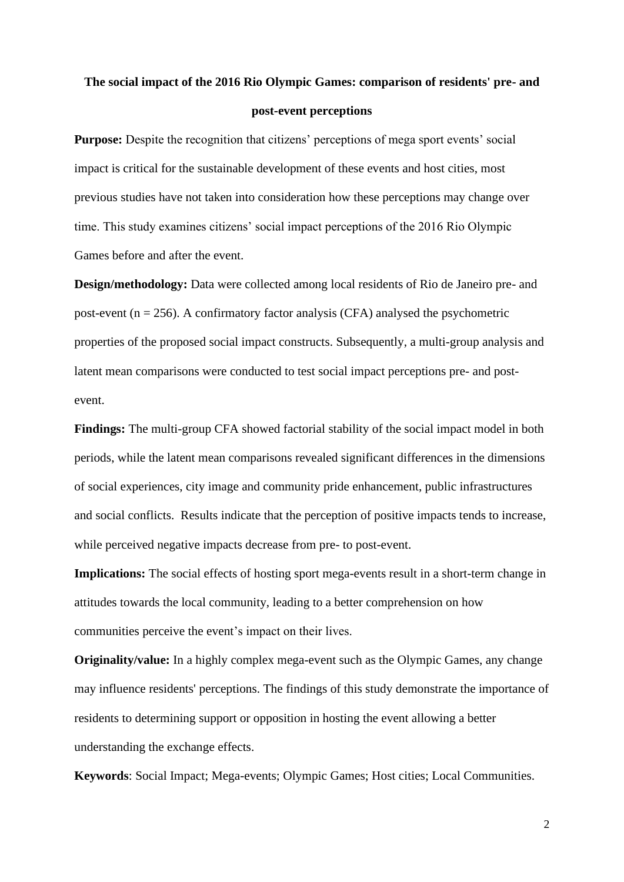**The social impact of the 2016 Rio Olympic Games: comparison of residents' pre- and post-event perceptions**

**Purpose:** Despite the recognition that citizens' perceptions of mega sport events' social impact is critical for the sustainable development of these events and host cities, most previous studies have not taken into consideration how these perceptions may change over time. This study examines citizens' social impact perceptions of the 2016 Rio Olympic Games before and after the event.

**Design/methodology:** Data were collected among local residents of Rio de Janeiro pre- and post-event (n = 256). A confirmatory factor analysis (CFA) analysed the psychometric properties of the proposed social impact constructs. Subsequently, a multi-group analysis and latent mean comparisons were conducted to test social impact perceptions pre- and post-event.

**Findings:** The multi-group CFA showed factorial stability of the social impact model in both periods, while the latent mean comparisons revealed significant differences in the dimensions of social experiences, city image and community pride enhancement, public infrastructures and social conflicts. Results indicate that the perception of positive impacts tends to increase, while perceived negative impacts decrease from pre- to post-event.

**Implications:** The social effects of hosting sport mega-events result in a short-term change in attitudes towards the local community, leading to a better comprehension on how communities perceive the event's impact on their lives.

**Originality/value:** In a highly complex mega-event such as the Olympic Games, any change may influence residents' perceptions. The findings of this study demonstrate the importance of residents to determining support or opposition in hosting the event allowing a better understanding the exchange effects.

**Keywords**: Social Impact; Mega-events; Olympic Games; Host cities; Local Communities.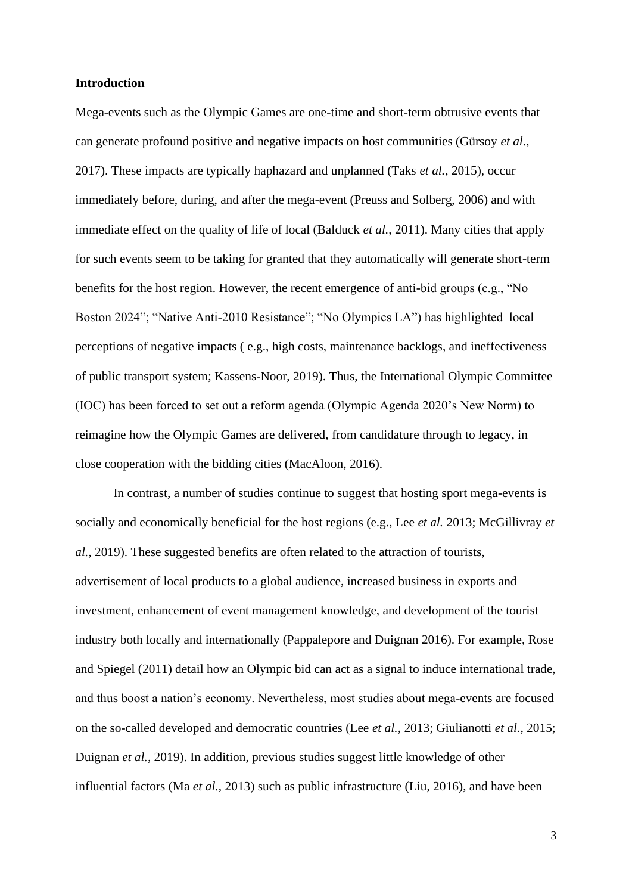**Introduction**

Mega-events such as the Olympic Games are one-time and short-term obtrusive events that can generate profound positive and negative impacts on host communities (Gürsoy *et al.*, 2017). These impacts are typically haphazard and unplanned (Taks *et al.*, 2015), occur immediately before, during, and after the mega-event (Preuss and Solberg, 2006) and with immediate effect on the quality of life of local (Balduck *et al.*, 2011). Many cities that apply for such events seem to be taking for granted that they automatically will generate short-term benefits for the host region. However, the recent emergence of anti-bid groups (e.g., "No Boston 2024"; "Native Anti-2010 Resistance"; "No Olympics LA") has highlighted local perceptions of negative impacts ( e.g., high costs, maintenance backlogs, and ineffectiveness of public transport system; Kassens-Noor, 2019). Thus, the International Olympic Committee (IOC) has been forced to set out a reform agenda (Olympic Agenda 2020's New Norm) to reimagine how the Olympic Games are delivered, from candidature through to legacy, in close cooperation with the bidding cities (MacAloon, 2016).

In contrast, a number of studies continue to suggest that hosting sport mega-events is socially and economically beneficial for the host regions (e.g., Lee *et al.* 2013; McGillivray *et al.*, 2019). These suggested benefits are often related to the attraction of tourists, advertisement of local products to a global audience, increased business in exports and investment, enhancement of event management knowledge, and development of the tourist industry both locally and internationally (Pappalepore and Duignan 2016). For example, Rose and Spiegel (2011) detail how an Olympic bid can act as a signal to induce international trade, and thus boost a nation's economy. Nevertheless, most studies about mega-events are focused on the so-called developed and democratic countries (Lee *et al.*, 2013; Giulianotti *et al.*, 2015; Duignan *et al.*, 2019). In addition, previous studies suggest little knowledge of other influential factors (Ma *et al.*, 2013) such as public infrastructure (Liu, 2016), and have been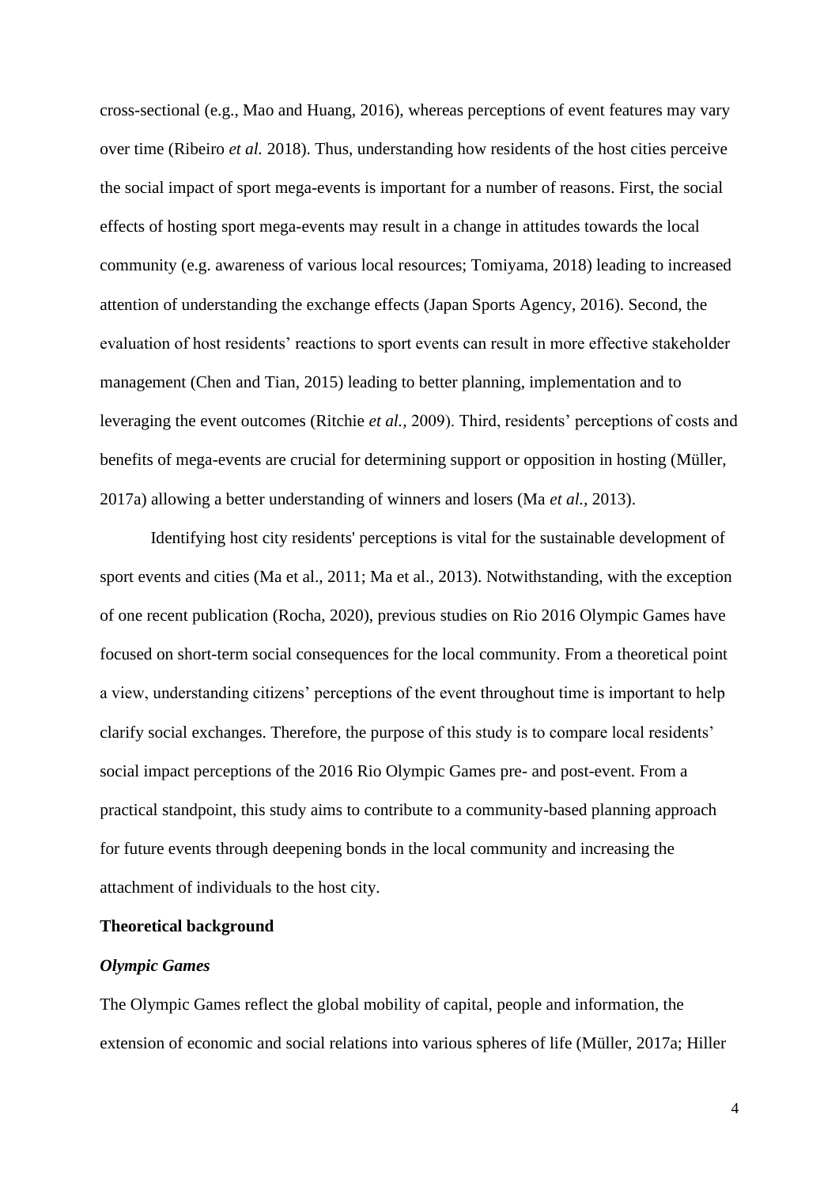cross-sectional (e.g., Mao and Huang, 2016), whereas perceptions of event features may vary over time (Ribeiro *et al.* 2018). Thus, understanding how residents of the host cities perceive the social impact of sport mega-events is important for a number of reasons. First, the social effects of hosting sport mega-events may result in a change in attitudes towards the local community (e.g. awareness of various local resources; Tomiyama, 2018) leading to increased attention of understanding the exchange effects (Japan Sports Agency, 2016). Second, the evaluation of host residents' reactions to sport events can result in more effective stakeholder management (Chen and Tian, 2015) leading to better planning, implementation and to leveraging the event outcomes (Ritchie *et al.*, 2009). Third, residents' perceptions of costs and benefits of mega-events are crucial for determining support or opposition in hosting (Müller, 2017a) allowing a better understanding of winners and losers (Ma *et al.*, 2013).

Identifying host city residents' perceptions is vital for the sustainable development of sport events and cities (Ma et al., 2011; Ma et al., 2013). Notwithstanding, with the exception of one recent publication (Rocha, 2020), previous studies on Rio 2016 Olympic Games have focused on short-term social consequences for the local community. From a theoretical point a view, understanding citizens' perceptions of the event throughout time is important to help clarify social exchanges. Therefore, the purpose of this study is to compare local residents' social impact perceptions of the 2016 Rio Olympic Games pre- and post-event. From a practical standpoint, this study aims to contribute to a community-based planning approach for future events through deepening bonds in the local community and increasing the attachment of individuals to the host city.

## Theoretical background

### *Olympic Games*

The Olympic Games reflect the global mobility of capital, people and information, the extension of economic and social relations into various spheres of life (Müller, 2017a; Hiller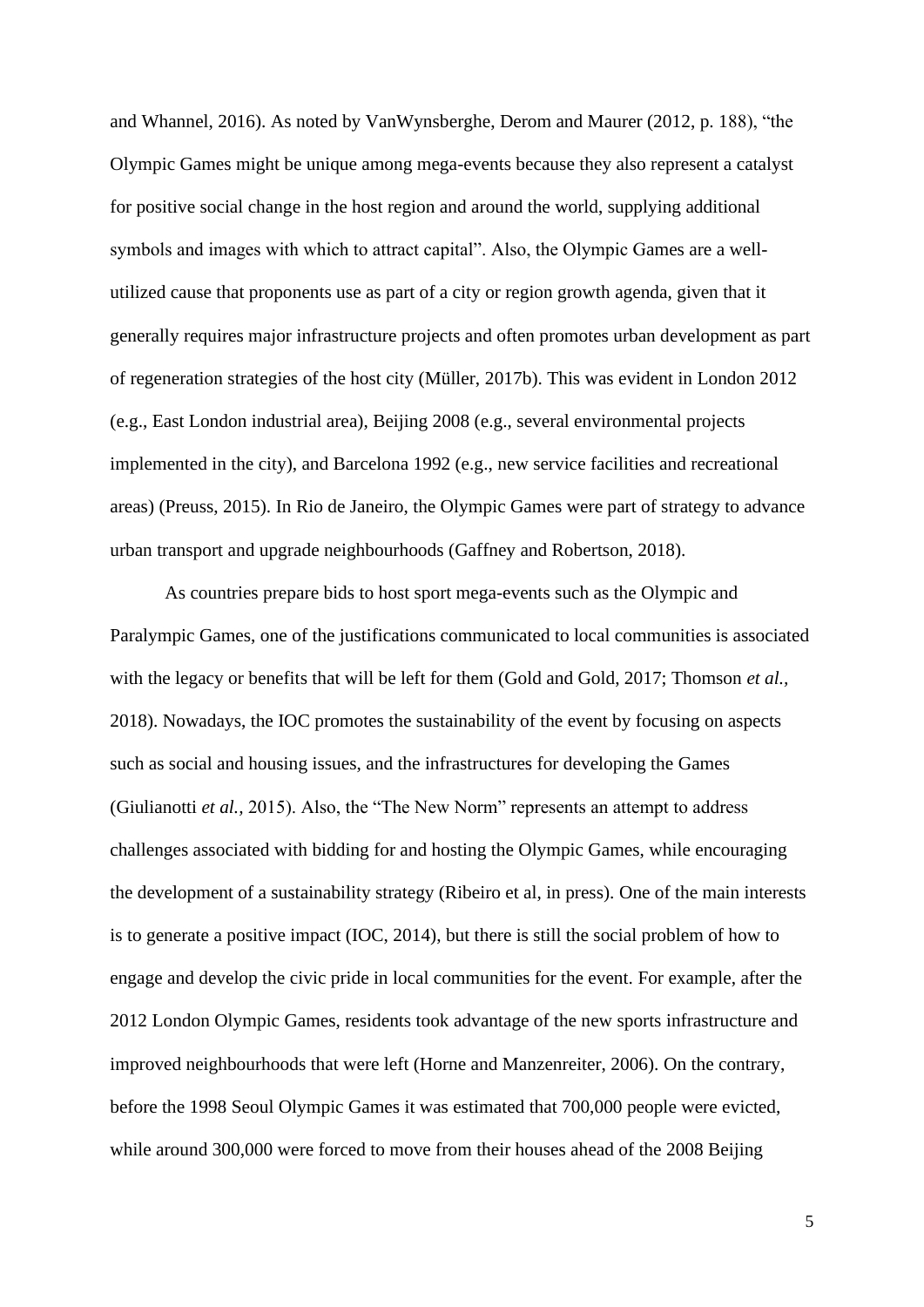and Whannel, 2016). As noted by VanWynsberghe, Derom and Maurer (2012, p. 188), "the Olympic Games might be unique among mega-events because they also represent a catalyst for positive social change in the host region and around the world, supplying additional symbols and images with which to attract capital". Also, the Olympic Games are a well-utilized cause that proponents use as part of a city or region growth agenda, given that it generally requires major infrastructure projects and often promotes urban development as part of regeneration strategies of the host city (Müller, 2017b). This was evident in London 2012 (e.g., East London industrial area), Beijing 2008 (e.g., several environmental projects implemented in the city), and Barcelona 1992 (e.g., new service facilities and recreational areas) (Preuss, 2015). In Rio de Janeiro, the Olympic Games were part of strategy to advance urban transport and upgrade neighbourhoods (Gaffney and Robertson, 2018).

As countries prepare bids to host sport mega-events such as the Olympic and Paralympic Games, one of the justifications communicated to local communities is associated with the legacy or benefits that will be left for them (Gold and Gold, 2017; Thomson *et al.*, 2018). Nowadays, the IOC promotes the sustainability of the event by focusing on aspects such as social and housing issues, and the infrastructures for developing the Games (Giulianotti *et al.*, 2015). Also, the "The New Norm" represents an attempt to address challenges associated with bidding for and hosting the Olympic Games, while encouraging the development of a sustainability strategy (Ribeiro et al, in press). One of the main interests is to generate a positive impact (IOC, 2014), but there is still the social problem of how to engage and develop the civic pride in local communities for the event. For example, after the 2012 London Olympic Games, residents took advantage of the new sports infrastructure and improved neighbourhoods that were left (Horne and Manzenreiter, 2006). On the contrary, before the 1998 Seoul Olympic Games it was estimated that 700,000 people were evicted, while around 300,000 were forced to move from their houses ahead of the 2008 Beijing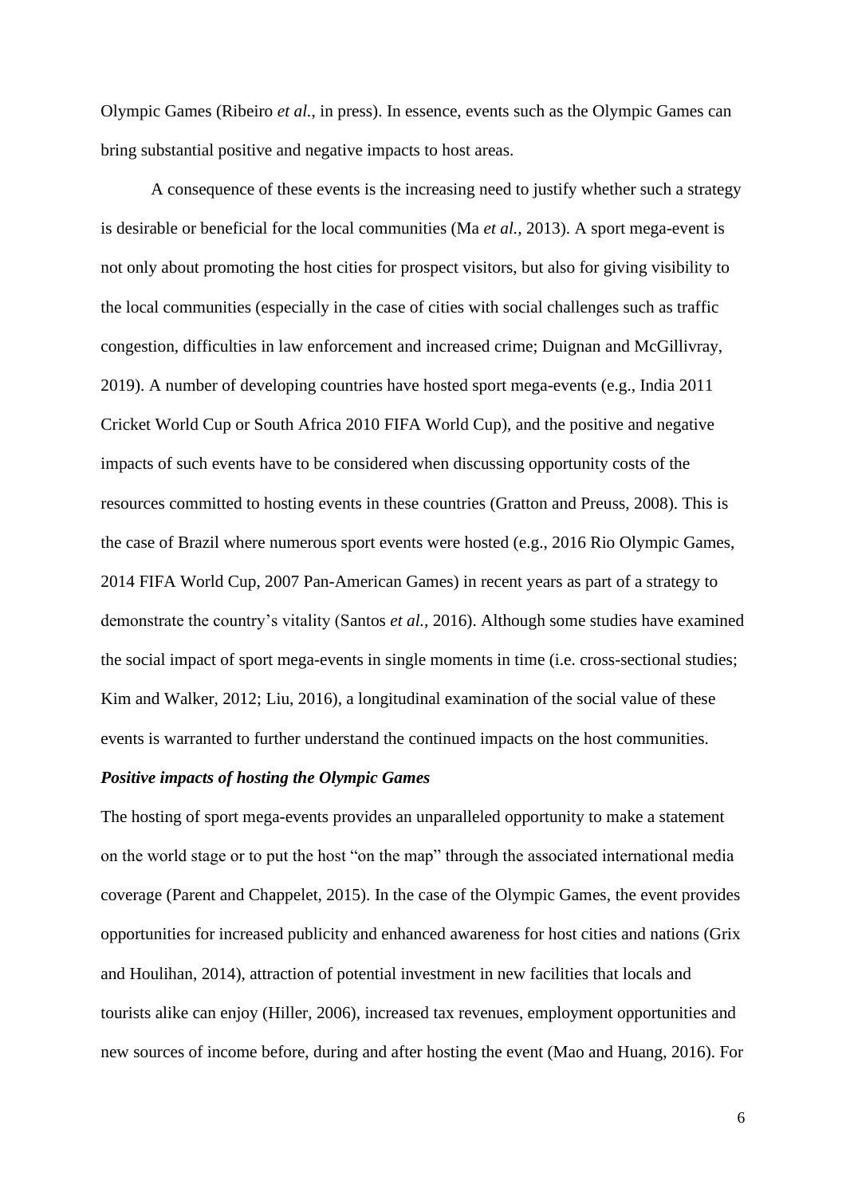Olympic Games (Ribeiro *et al.*, in press). In essence, events such as the Olympic Games can bring substantial positive and negative impacts to host areas.

A consequence of these events is the increasing need to justify whether such a strategy is desirable or beneficial for the local communities (Ma *et al.*, 2013). A sport mega-event is not only about promoting the host cities for prospect visitors, but also for giving visibility to the local communities (especially in the case of cities with social challenges such as traffic congestion, difficulties in law enforcement and increased crime; Duignan and McGillivray, 2019). A number of developing countries have hosted sport mega-events (e.g., India 2011 Cricket World Cup or South Africa 2010 FIFA World Cup), and the positive and negative impacts of such events have to be considered when discussing opportunity costs of the resources committed to hosting events in these countries (Gratton and Preuss, 2008). This is the case of Brazil where numerous sport events were hosted (e.g., 2016 Rio Olympic Games, 2014 FIFA World Cup, 2007 Pan-American Games) in recent years as part of a strategy to demonstrate the country's vitality (Santos *et al.*, 2016). Although some studies have examined the social impact of sport mega-events in single moments in time (i.e. cross-sectional studies; Kim and Walker, 2012; Liu, 2016), a longitudinal examination of the social value of these events is warranted to further understand the continued impacts on the host communities.

***Positive impacts of hosting the Olympic Games***

The hosting of sport mega-events provides an unparalleled opportunity to make a statement on the world stage or to put the host "on the map" through the associated international media coverage (Parent and Chappelet, 2015). In the case of the Olympic Games, the event provides opportunities for increased publicity and enhanced awareness for host cities and nations (Grix and Houlihan, 2014), attraction of potential investment in new facilities that locals and tourists alike can enjoy (Hiller, 2006), increased tax revenues, employment opportunities and new sources of income before, during and after hosting the event (Mao and Huang, 2016). For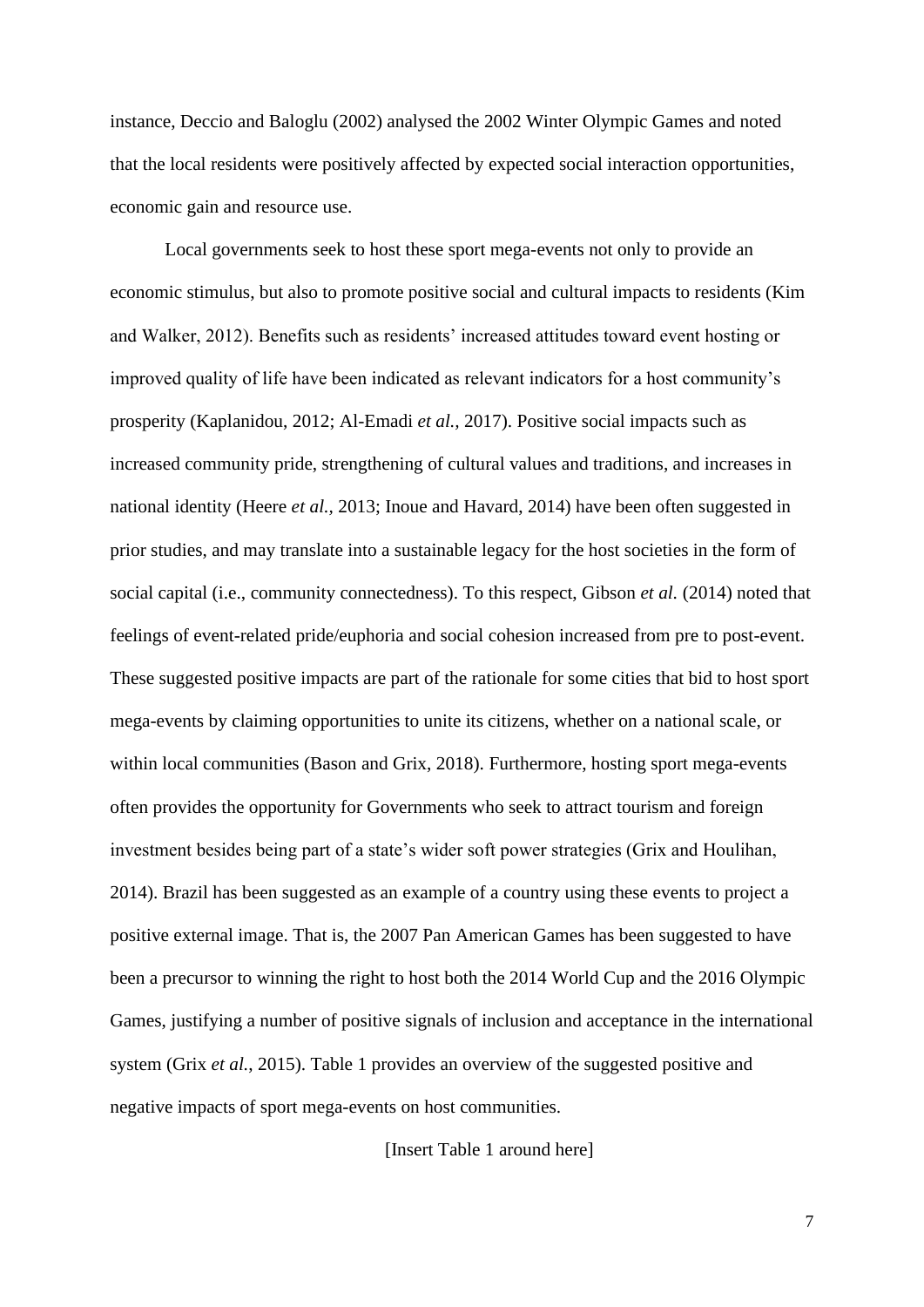instance, Deccio and Baloglu (2002) analysed the 2002 Winter Olympic Games and noted that the local residents were positively affected by expected social interaction opportunities, economic gain and resource use.

Local governments seek to host these sport mega-events not only to provide an economic stimulus, but also to promote positive social and cultural impacts to residents (Kim and Walker, 2012). Benefits such as residents' increased attitudes toward event hosting or improved quality of life have been indicated as relevant indicators for a host community's prosperity (Kaplanidou, 2012; Al-Emadi *et al.,* 2017). Positive social impacts such as increased community pride, strengthening of cultural values and traditions, and increases in national identity (Heere *et al.,* 2013; Inoue and Havard, 2014) have been often suggested in prior studies, and may translate into a sustainable legacy for the host societies in the form of social capital (i.e., community connectedness). To this respect, Gibson *et al.* (2014) noted that feelings of event-related pride/euphoria and social cohesion increased from pre to post-event. These suggested positive impacts are part of the rationale for some cities that bid to host sport mega-events by claiming opportunities to unite its citizens, whether on a national scale, or within local communities (Bason and Grix, 2018). Furthermore, hosting sport mega-events often provides the opportunity for Governments who seek to attract tourism and foreign investment besides being part of a state's wider soft power strategies (Grix and Houlihan, 2014). Brazil has been suggested as an example of a country using these events to project a positive external image. That is, the 2007 Pan American Games has been suggested to have been a precursor to winning the right to host both the 2014 World Cup and the 2016 Olympic Games, justifying a number of positive signals of inclusion and acceptance in the international system (Grix *et al.*, 2015). Table 1 provides an overview of the suggested positive and negative impacts of sport mega-events on host communities.

[Insert Table 1 around here]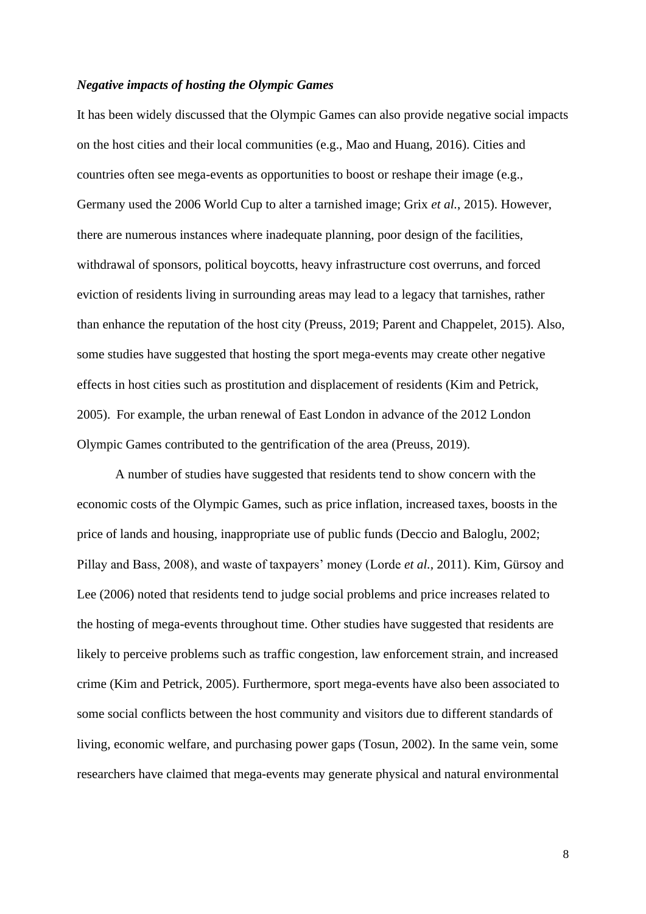***Negative impacts of hosting the Olympic Games***

It has been widely discussed that the Olympic Games can also provide negative social impacts on the host cities and their local communities (e.g., Mao and Huang, 2016). Cities and countries often see mega-events as opportunities to boost or reshape their image (e.g., Germany used the 2006 World Cup to alter a tarnished image; Grix *et al.*, 2015). However, there are numerous instances where inadequate planning, poor design of the facilities, withdrawal of sponsors, political boycotts, heavy infrastructure cost overruns, and forced eviction of residents living in surrounding areas may lead to a legacy that tarnishes, rather than enhance the reputation of the host city (Preuss, 2019; Parent and Chappelet, 2015). Also, some studies have suggested that hosting the sport mega-events may create other negative effects in host cities such as prostitution and displacement of residents (Kim and Petrick, 2005). For example, the urban renewal of East London in advance of the 2012 London Olympic Games contributed to the gentrification of the area (Preuss, 2019).

A number of studies have suggested that residents tend to show concern with the economic costs of the Olympic Games, such as price inflation, increased taxes, boosts in the price of lands and housing, inappropriate use of public funds (Deccio and Baloglu, 2002; Pillay and Bass, 2008), and waste of taxpayers' money (Lorde *et al.*, 2011). Kim, Gürsoy and Lee (2006) noted that residents tend to judge social problems and price increases related to the hosting of mega-events throughout time. Other studies have suggested that residents are likely to perceive problems such as traffic congestion, law enforcement strain, and increased crime (Kim and Petrick, 2005). Furthermore, sport mega-events have also been associated to some social conflicts between the host community and visitors due to different standards of living, economic welfare, and purchasing power gaps (Tosun, 2002). In the same vein, some researchers have claimed that mega-events may generate physical and natural environmental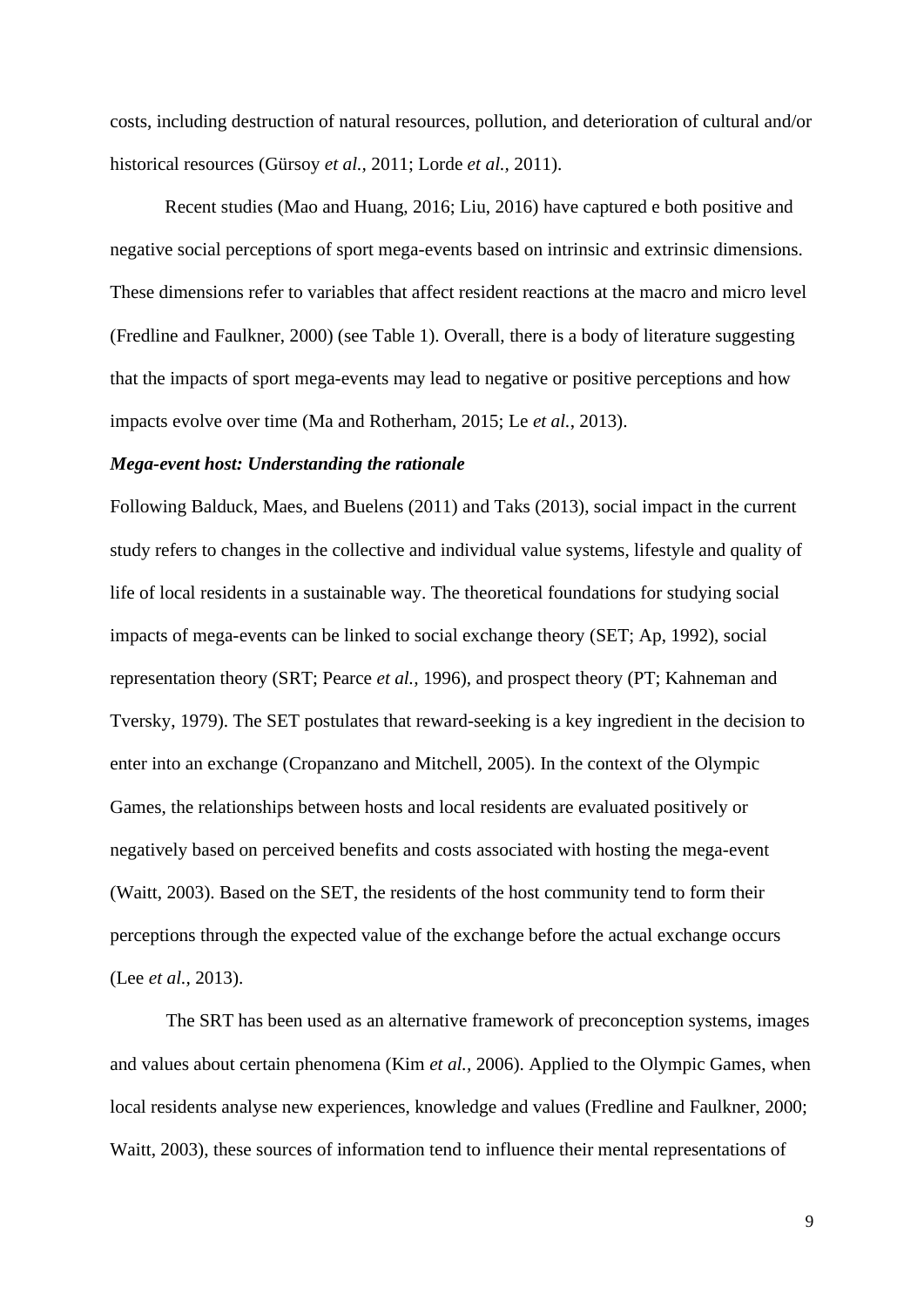costs, including destruction of natural resources, pollution, and deterioration of cultural and/or historical resources (Gürsoy *et al.,* 2011; Lorde *et al.,* 2011).

Recent studies (Mao and Huang, 2016; Liu, 2016) have captured e both positive and negative social perceptions of sport mega-events based on intrinsic and extrinsic dimensions. These dimensions refer to variables that affect resident reactions at the macro and micro level (Fredline and Faulkner, 2000) (see Table 1). Overall, there is a body of literature suggesting that the impacts of sport mega-events may lead to negative or positive perceptions and how impacts evolve over time (Ma and Rotherham, 2015; Le *et al.,* 2013).

### *Mega-event host: Understanding the rationale*

Following Balduck, Maes, and Buelens (2011) and Taks (2013), social impact in the current study refers to changes in the collective and individual value systems, lifestyle and quality of life of local residents in a sustainable way. The theoretical foundations for studying social impacts of mega-events can be linked to social exchange theory (SET; Ap, 1992), social representation theory (SRT; Pearce *et al.,* 1996), and prospect theory (PT; Kahneman and Tversky, 1979). The SET postulates that reward-seeking is a key ingredient in the decision to enter into an exchange (Cropanzano and Mitchell, 2005). In the context of the Olympic Games, the relationships between hosts and local residents are evaluated positively or negatively based on perceived benefits and costs associated with hosting the mega-event (Waitt, 2003). Based on the SET, the residents of the host community tend to form their perceptions through the expected value of the exchange before the actual exchange occurs (Lee *et al.,* 2013).

The SRT has been used as an alternative framework of preconception systems, images and values about certain phenomena (Kim *et al.,* 2006). Applied to the Olympic Games, when local residents analyse new experiences, knowledge and values (Fredline and Faulkner, 2000; Waitt, 2003), these sources of information tend to influence their mental representations of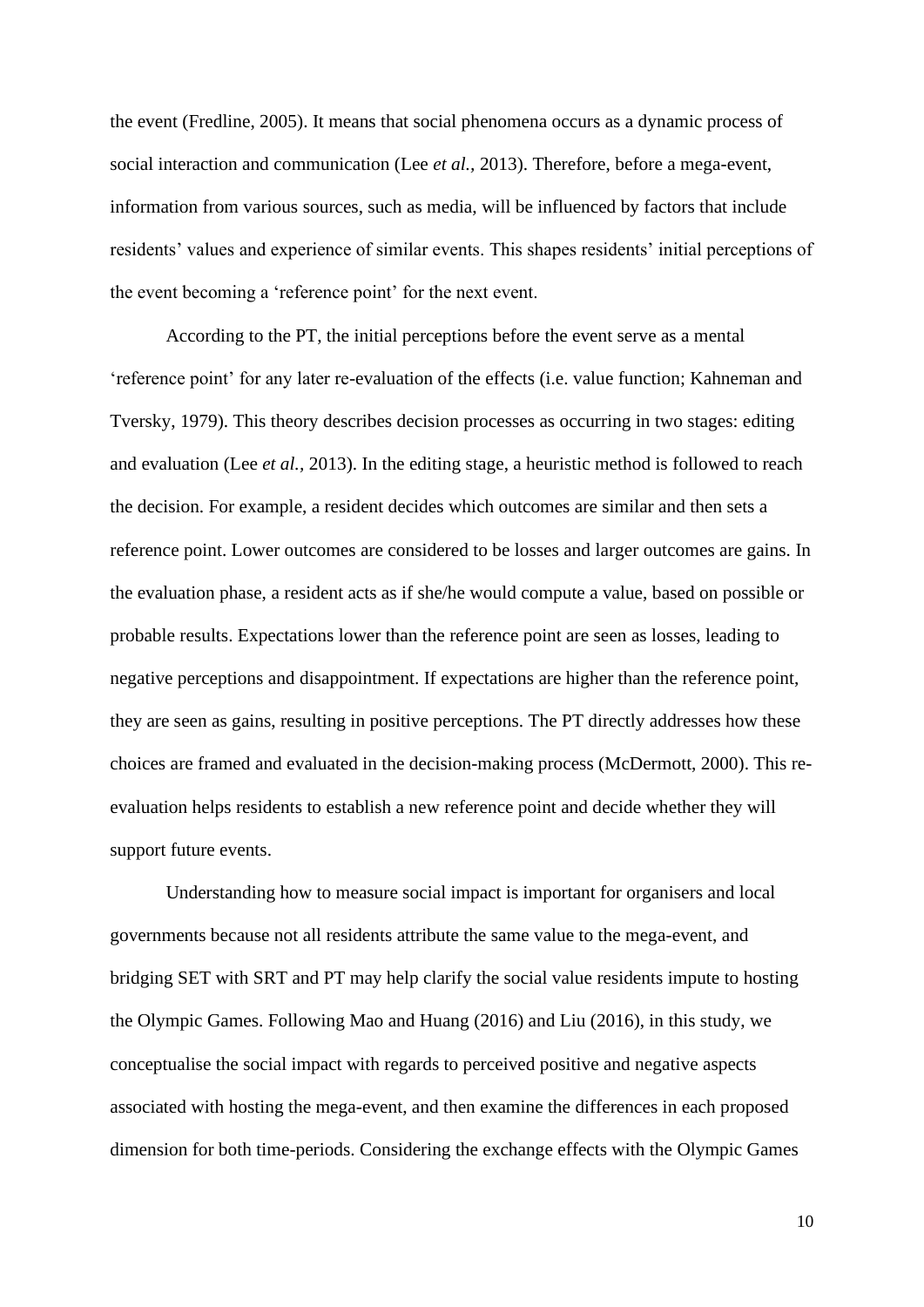the event (Fredline, 2005). It means that social phenomena occurs as a dynamic process of social interaction and communication (Lee *et al.*, 2013). Therefore, before a mega-event, information from various sources, such as media, will be influenced by factors that include residents' values and experience of similar events. This shapes residents' initial perceptions of the event becoming a 'reference point' for the next event.

According to the PT, the initial perceptions before the event serve as a mental 'reference point' for any later re-evaluation of the effects (i.e. value function; Kahneman and Tversky, 1979). This theory describes decision processes as occurring in two stages: editing and evaluation (Lee *et al.*, 2013). In the editing stage, a heuristic method is followed to reach the decision. For example, a resident decides which outcomes are similar and then sets a reference point. Lower outcomes are considered to be losses and larger outcomes are gains. In the evaluation phase, a resident acts as if she/he would compute a value, based on possible or probable results. Expectations lower than the reference point are seen as losses, leading to negative perceptions and disappointment. If expectations are higher than the reference point, they are seen as gains, resulting in positive perceptions. The PT directly addresses how these choices are framed and evaluated in the decision-making process (McDermott, 2000). This re-evaluation helps residents to establish a new reference point and decide whether they will support future events.

Understanding how to measure social impact is important for organisers and local governments because not all residents attribute the same value to the mega-event, and bridging SET with SRT and PT may help clarify the social value residents impute to hosting the Olympic Games. Following Mao and Huang (2016) and Liu (2016), in this study, we conceptualise the social impact with regards to perceived positive and negative aspects associated with hosting the mega-event, and then examine the differences in each proposed dimension for both time-periods. Considering the exchange effects with the Olympic Games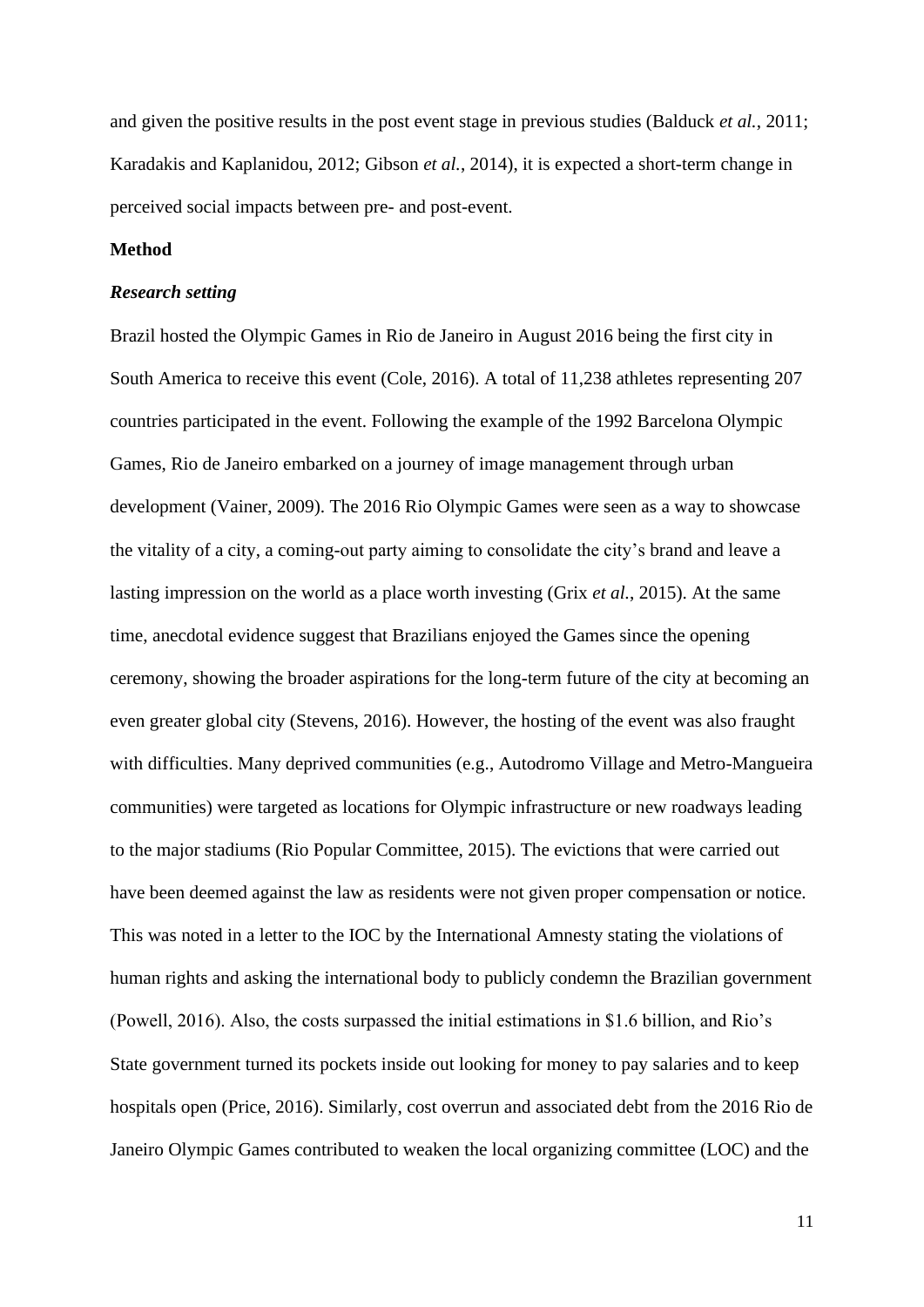and given the positive results in the post event stage in previous studies (Balduck *et al.*, 2011; Karadakis and Kaplanidou, 2012; Gibson *et al.*, 2014), it is expected a short-term change in perceived social impacts between pre- and post-event.

**Method**

***Research setting***

Brazil hosted the Olympic Games in Rio de Janeiro in August 2016 being the first city in South America to receive this event (Cole, 2016). A total of 11,238 athletes representing 207 countries participated in the event. Following the example of the 1992 Barcelona Olympic Games, Rio de Janeiro embarked on a journey of image management through urban development (Vainer, 2009). The 2016 Rio Olympic Games were seen as a way to showcase the vitality of a city, a coming-out party aiming to consolidate the city's brand and leave a lasting impression on the world as a place worth investing (Grix *et al.*, 2015). At the same time, anecdotal evidence suggest that Brazilians enjoyed the Games since the opening ceremony, showing the broader aspirations for the long-term future of the city at becoming an even greater global city (Stevens, 2016). However, the hosting of the event was also fraught with difficulties. Many deprived communities (e.g., Autodromo Village and Metro-Mangueira communities) were targeted as locations for Olympic infrastructure or new roadways leading to the major stadiums (Rio Popular Committee, 2015). The evictions that were carried out have been deemed against the law as residents were not given proper compensation or notice. This was noted in a letter to the IOC by the International Amnesty stating the violations of human rights and asking the international body to publicly condemn the Brazilian government (Powell, 2016). Also, the costs surpassed the initial estimations in $1.6 billion, and Rio's State government turned its pockets inside out looking for money to pay salaries and to keep hospitals open (Price, 2016). Similarly, cost overrun and associated debt from the 2016 Rio de Janeiro Olympic Games contributed to weaken the local organizing committee (LOC) and the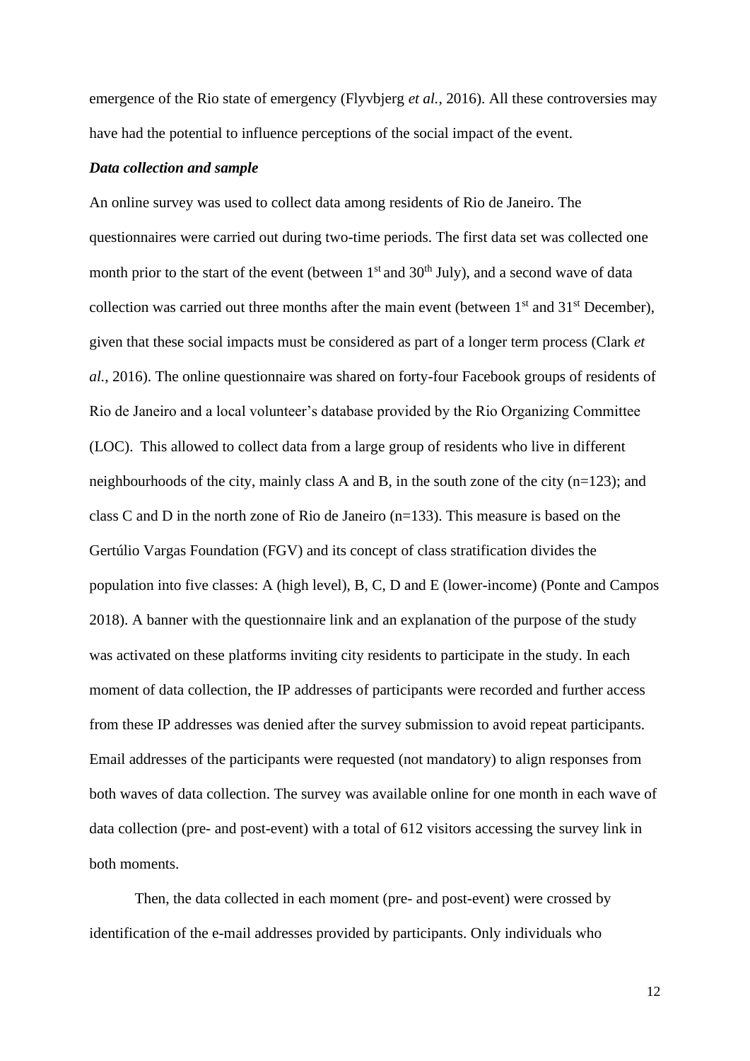emergence of the Rio state of emergency (Flyvbjerg *et al.*, 2016). All these controversies may have had the potential to influence perceptions of the social impact of the event.

***Data collection and sample***

An online survey was used to collect data among residents of Rio de Janeiro. The questionnaires were carried out during two-time periods. The first data set was collected one month prior to the start of the event (between 1st and 30th July), and a second wave of data collection was carried out three months after the main event (between 1st and 31st December), given that these social impacts must be considered as part of a longer term process (Clark *et al.*, 2016). The online questionnaire was shared on forty-four Facebook groups of residents of Rio de Janeiro and a local volunteer's database provided by the Rio Organizing Committee (LOC). This allowed to collect data from a large group of residents who live in different neighbourhoods of the city, mainly class A and B, in the south zone of the city (n=123); and class C and D in the north zone of Rio de Janeiro (n=133). This measure is based on the Gertúlio Vargas Foundation (FGV) and its concept of class stratification divides the population into five classes: A (high level), B, C, D and E (lower-income) (Ponte and Campos 2018). A banner with the questionnaire link and an explanation of the purpose of the study was activated on these platforms inviting city residents to participate in the study. In each moment of data collection, the IP addresses of participants were recorded and further access from these IP addresses was denied after the survey submission to avoid repeat participants. Email addresses of the participants were requested (not mandatory) to align responses from both waves of data collection. The survey was available online for one month in each wave of data collection (pre- and post-event) with a total of 612 visitors accessing the survey link in both moments.

Then, the data collected in each moment (pre- and post-event) were crossed by identification of the e-mail addresses provided by participants. Only individuals who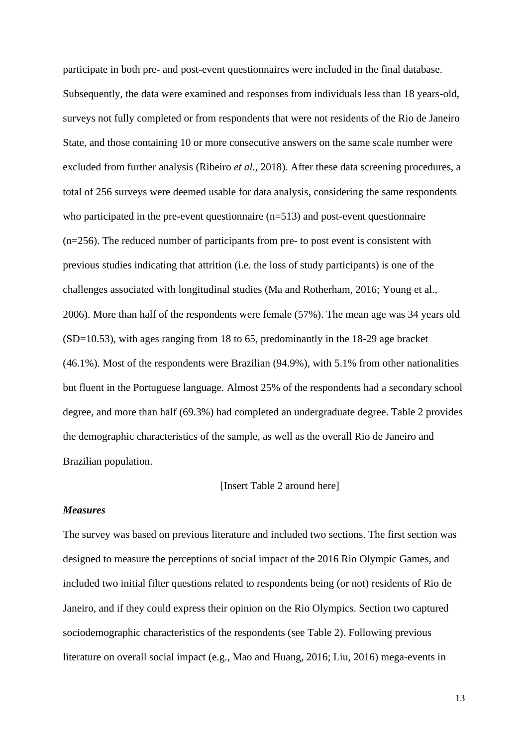participate in both pre- and post-event questionnaires were included in the final database. Subsequently, the data were examined and responses from individuals less than 18 years-old, surveys not fully completed or from respondents that were not residents of the Rio de Janeiro State, and those containing 10 or more consecutive answers on the same scale number were excluded from further analysis (Ribeiro *et al.,* 2018). After these data screening procedures, a total of 256 surveys were deemed usable for data analysis, considering the same respondents who participated in the pre-event questionnaire (n=513) and post-event questionnaire (n=256). The reduced number of participants from pre- to post event is consistent with previous studies indicating that attrition (i.e. the loss of study participants) is one of the challenges associated with longitudinal studies (Ma and Rotherham, 2016; Young et al., 2006). More than half of the respondents were female (57%). The mean age was 34 years old (SD=10.53), with ages ranging from 18 to 65, predominantly in the 18-29 age bracket (46.1%). Most of the respondents were Brazilian (94.9%), with 5.1% from other nationalities but fluent in the Portuguese language. Almost 25% of the respondents had a secondary school degree, and more than half (69.3%) had completed an undergraduate degree. Table 2 provides the demographic characteristics of the sample, as well as the overall Rio de Janeiro and Brazilian population.

[Insert Table 2 around here]

***Measures***

The survey was based on previous literature and included two sections. The first section was designed to measure the perceptions of social impact of the 2016 Rio Olympic Games, and included two initial filter questions related to respondents being (or not) residents of Rio de Janeiro, and if they could express their opinion on the Rio Olympics. Section two captured sociodemographic characteristics of the respondents (see Table 2). Following previous literature on overall social impact (e.g., Mao and Huang, 2016; Liu, 2016) mega-events in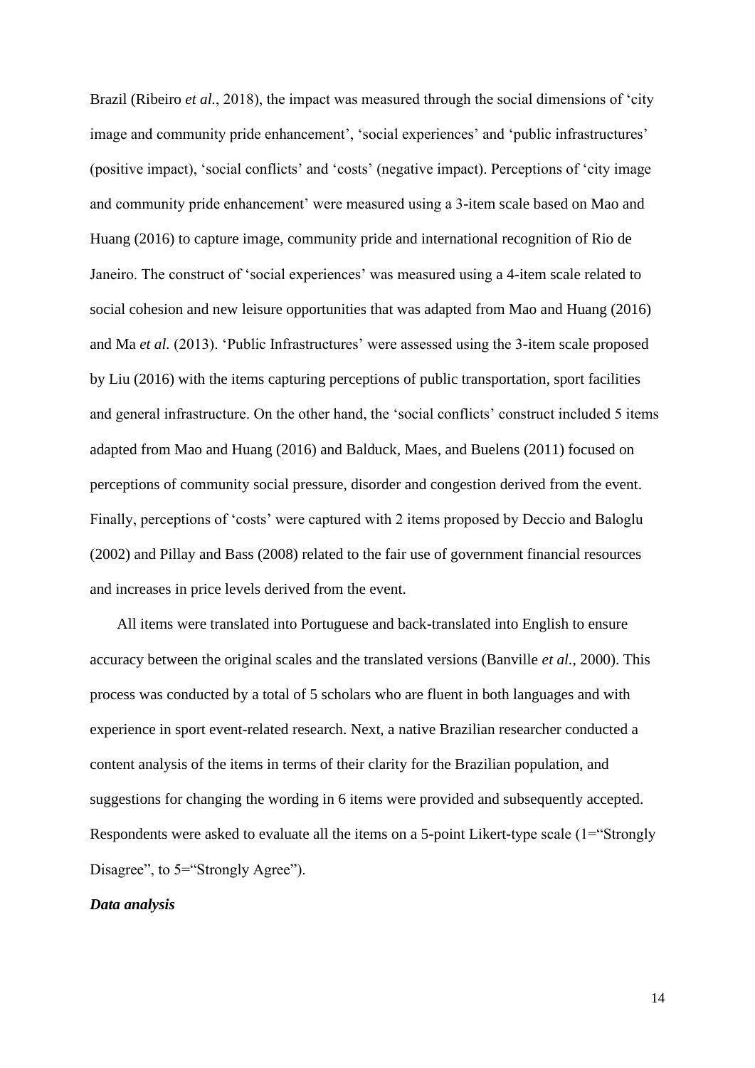Brazil (Ribeiro *et al.*, 2018), the impact was measured through the social dimensions of 'city image and community pride enhancement', 'social experiences' and 'public infrastructures' (positive impact), 'social conflicts' and 'costs' (negative impact). Perceptions of 'city image and community pride enhancement' were measured using a 3-item scale based on Mao and Huang (2016) to capture image, community pride and international recognition of Rio de Janeiro. The construct of 'social experiences' was measured using a 4-item scale related to social cohesion and new leisure opportunities that was adapted from Mao and Huang (2016) and Ma *et al.* (2013). 'Public Infrastructures' were assessed using the 3-item scale proposed by Liu (2016) with the items capturing perceptions of public transportation, sport facilities and general infrastructure. On the other hand, the 'social conflicts' construct included 5 items adapted from Mao and Huang (2016) and Balduck, Maes, and Buelens (2011) focused on perceptions of community social pressure, disorder and congestion derived from the event. Finally, perceptions of 'costs' were captured with 2 items proposed by Deccio and Baloglu (2002) and Pillay and Bass (2008) related to the fair use of government financial resources and increases in price levels derived from the event.

All items were translated into Portuguese and back-translated into English to ensure accuracy between the original scales and the translated versions (Banville *et al.*, 2000). This process was conducted by a total of 5 scholars who are fluent in both languages and with experience in sport event-related research. Next, a native Brazilian researcher conducted a content analysis of the items in terms of their clarity for the Brazilian population, and suggestions for changing the wording in 6 items were provided and subsequently accepted. Respondents were asked to evaluate all the items on a 5-point Likert-type scale (1="Strongly Disagree", to 5="Strongly Agree").

***Data analysis***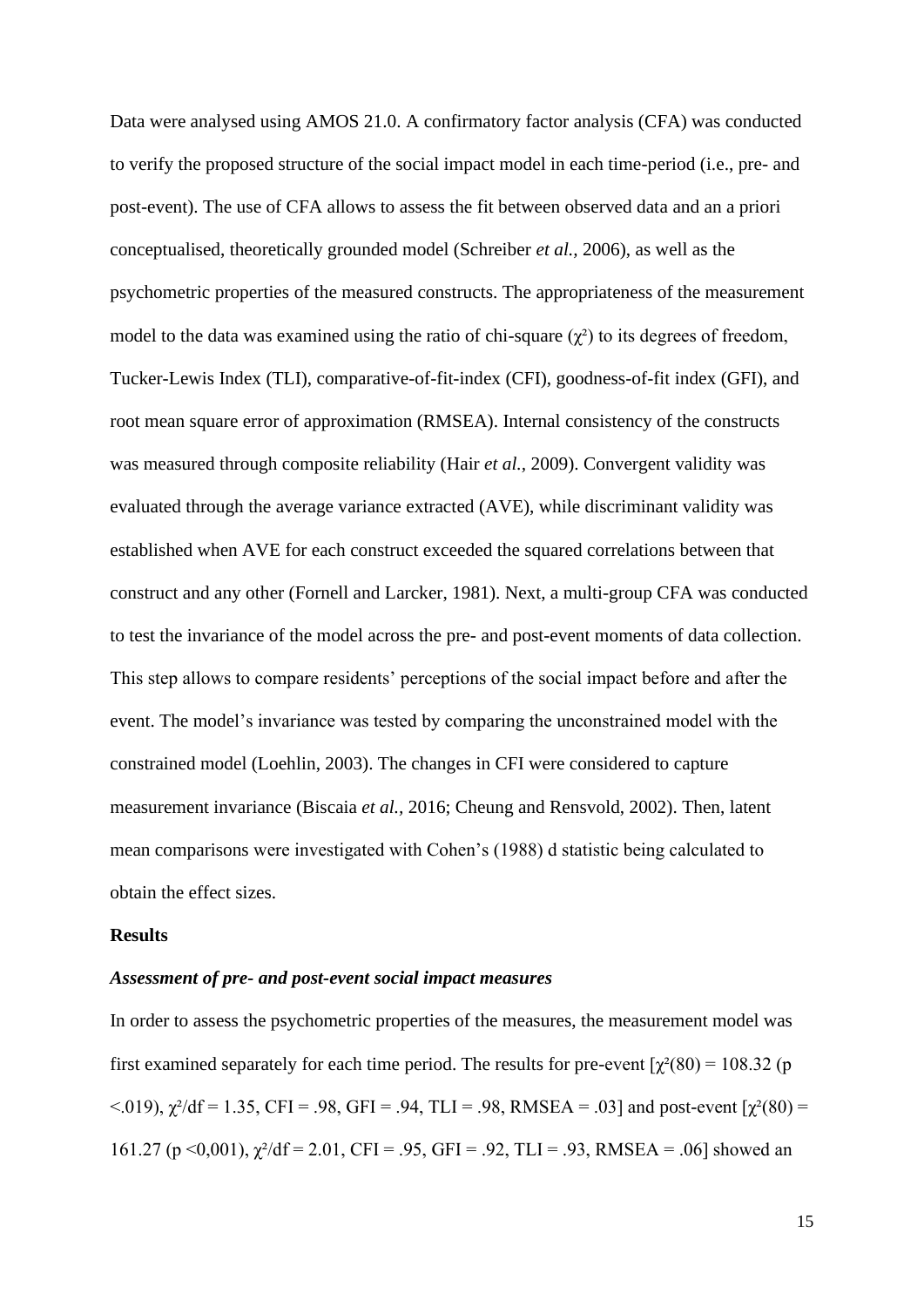Data were analysed using AMOS 21.0. A confirmatory factor analysis (CFA) was conducted to verify the proposed structure of the social impact model in each time-period (i.e., pre- and post-event). The use of CFA allows to assess the fit between observed data and an a priori conceptualised, theoretically grounded model (Schreiber *et al.*, 2006), as well as the psychometric properties of the measured constructs. The appropriateness of the measurement model to the data was examined using the ratio of chi-square ($\chi^2$) to its degrees of freedom, Tucker-Lewis Index (TLI), comparative-of-fit-index (CFI), goodness-of-fit index (GFI), and root mean square error of approximation (RMSEA). Internal consistency of the constructs was measured through composite reliability (Hair *et al.*, 2009). Convergent validity was evaluated through the average variance extracted (AVE), while discriminant validity was established when AVE for each construct exceeded the squared correlations between that construct and any other (Fornell and Larcker, 1981). Next, a multi-group CFA was conducted to test the invariance of the model across the pre- and post-event moments of data collection. This step allows to compare residents' perceptions of the social impact before and after the event. The model's invariance was tested by comparing the unconstrained model with the constrained model (Loehlin, 2003). The changes in CFI were considered to capture measurement invariance (Biscaia *et al.*, 2016; Cheung and Rensvold, 2002). Then, latent mean comparisons were investigated with Cohen's (1988) d statistic being calculated to obtain the effect sizes.

**Results**

***Assessment of pre- and post-event social impact measures***

In order to assess the psychometric properties of the measures, the measurement model was first examined separately for each time period. The results for pre-event [$\chi^2(80) = 108.32$ ($p < .019$), $\chi^2/df = 1.35$, CFI = .98, GFI = .94, TLI = .98, RMSEA = .03] and post-event [$\chi^2(80) = 161.27$ ($p < 0,001$), $\chi^2/df = 2.01$, CFI = .95, GFI = .92, TLI = .93, RMSEA = .06] showed an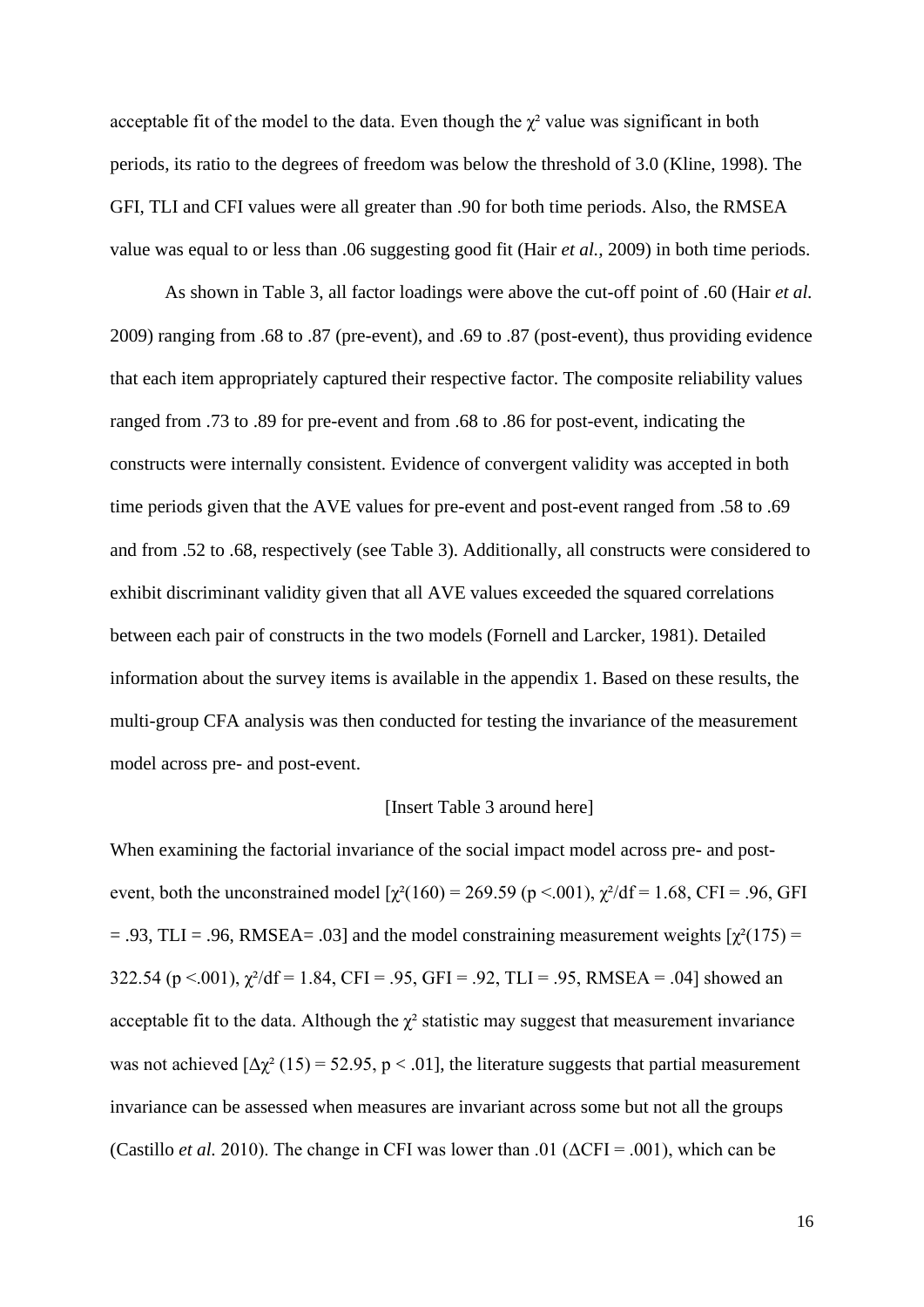acceptable fit of the model to the data. Even though the $\chi^2$ value was significant in both periods, its ratio to the degrees of freedom was below the threshold of 3.0 (Kline, 1998). The GFI, TLI and CFI values were all greater than .90 for both time periods. Also, the RMSEA value was equal to or less than .06 suggesting good fit (Hair *et al.*, 2009) in both time periods.

As shown in Table 3, all factor loadings were above the cut-off point of .60 (Hair *et al.* 2009) ranging from .68 to .87 (pre-event), and .69 to .87 (post-event), thus providing evidence that each item appropriately captured their respective factor. The composite reliability values ranged from .73 to .89 for pre-event and from .68 to .86 for post-event, indicating the constructs were internally consistent. Evidence of convergent validity was accepted in both time periods given that the AVE values for pre-event and post-event ranged from .58 to .69 and from .52 to .68, respectively (see Table 3). Additionally, all constructs were considered to exhibit discriminant validity given that all AVE values exceeded the squared correlations between each pair of constructs in the two models (Fornell and Larcker, 1981). Detailed information about the survey items is available in the appendix 1. Based on these results, the multi-group CFA analysis was then conducted for testing the invariance of the measurement model across pre- and post-event.

[Insert Table 3 around here]

When examining the factorial invariance of the social impact model across pre- and post-event, both the unconstrained model [$\chi^2(160) = 269.59$ ($p < .001$), $\chi^2/df = 1.68$, CFI = .96, GFI = .93, TLI = .96, RMSEA= .03] and the model constraining measurement weights [$\chi^2(175) = 322.54$ ($p < .001$), $\chi^2/df = 1.84$, CFI = .95, GFI = .92, TLI = .95, RMSEA = .04] showed an acceptable fit to the data. Although the $\chi^2$ statistic may suggest that measurement invariance was not achieved [$\Delta\chi^2$ (15) = 52.95, $p < .01$], the literature suggests that partial measurement invariance can be assessed when measures are invariant across some but not all the groups (Castillo *et al.* 2010). The change in CFI was lower than .01 ($\Delta$CFI = .001), which can be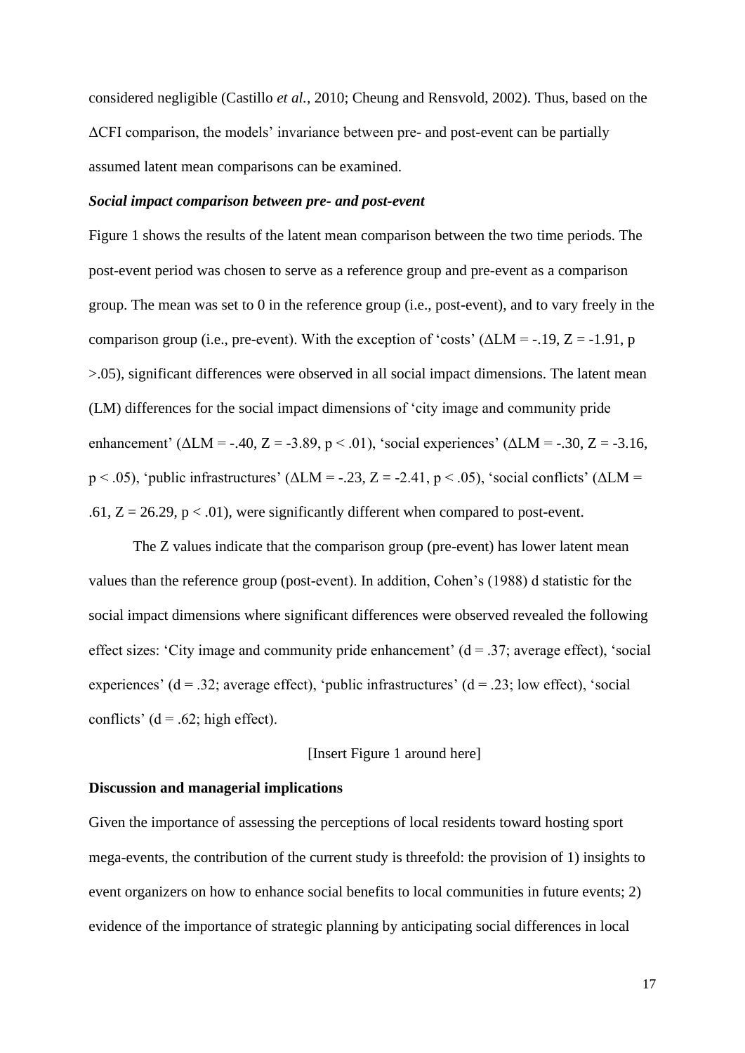considered negligible (Castillo *et al.,* 2010; Cheung and Rensvold, 2002). Thus, based on the ΔCFI comparison, the models' invariance between pre- and post-event can be partially assumed latent mean comparisons can be examined.

***Social impact comparison between pre- and post-event***

Figure 1 shows the results of the latent mean comparison between the two time periods. The post-event period was chosen to serve as a reference group and pre-event as a comparison group. The mean was set to 0 in the reference group (i.e., post-event), and to vary freely in the comparison group (i.e., pre-event). With the exception of 'costs' ($\Delta LM = -.19$, $Z = -1.91$, $p > .05$), significant differences were observed in all social impact dimensions. The latent mean (LM) differences for the social impact dimensions of 'city image and community pride enhancement' ($\Delta LM = -.40$, $Z = -3.89$, $p < .01$), 'social experiences' ($\Delta LM = -.30$, $Z = -3.16$, $p < .05$), 'public infrastructures' ($\Delta LM = -.23$, $Z = -2.41$, $p < .05$), 'social conflicts' ($\Delta LM = .61$, $Z = 26.29$, $p < .01$), were significantly different when compared to post-event.

The Z values indicate that the comparison group (pre-event) has lower latent mean values than the reference group (post-event). In addition, Cohen's (1988) d statistic for the social impact dimensions where significant differences were observed revealed the following effect sizes: 'City image and community pride enhancement' ($d = .37$; average effect), 'social experiences' ($d = .32$; average effect), 'public infrastructures' ($d = .23$; low effect), 'social conflicts' ($d = .62$; high effect).

[Insert Figure 1 around here]

**Discussion and managerial implications**

Given the importance of assessing the perceptions of local residents toward hosting sport mega-events, the contribution of the current study is threefold: the provision of 1) insights to event organizers on how to enhance social benefits to local communities in future events; 2) evidence of the importance of strategic planning by anticipating social differences in local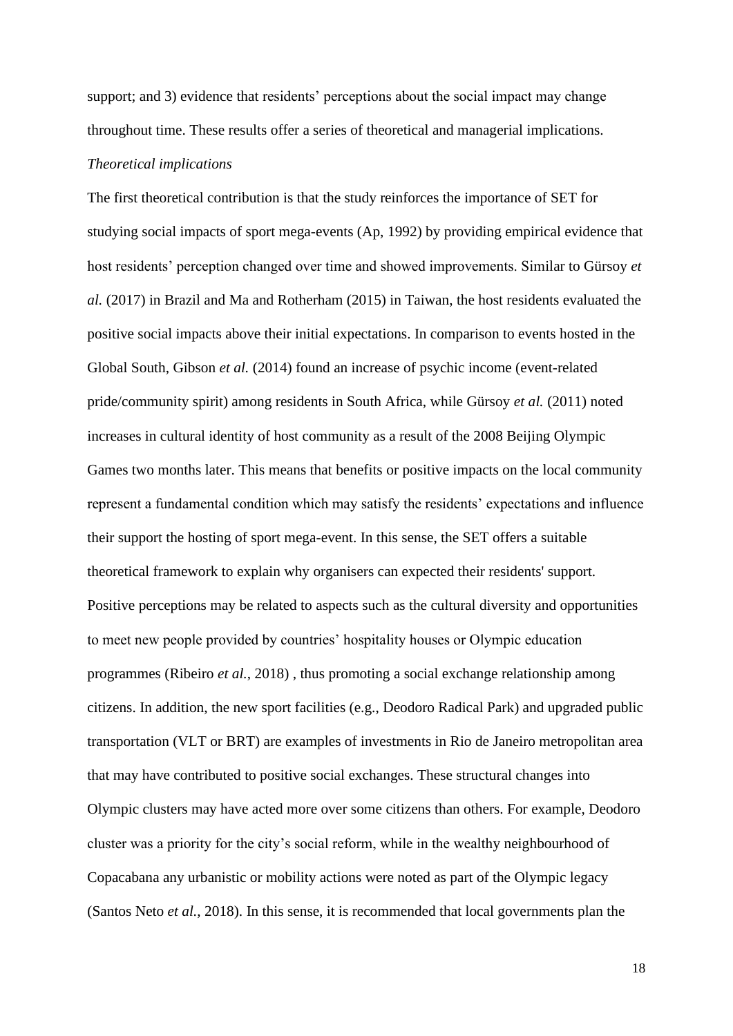support; and 3) evidence that residents' perceptions about the social impact may change throughout time. These results offer a series of theoretical and managerial implications.

*Theoretical implications*

The first theoretical contribution is that the study reinforces the importance of SET for studying social impacts of sport mega-events (Ap, 1992) by providing empirical evidence that host residents' perception changed over time and showed improvements. Similar to Gürsoy *et al.* (2017) in Brazil and Ma and Rotherham (2015) in Taiwan, the host residents evaluated the positive social impacts above their initial expectations. In comparison to events hosted in the Global South, Gibson *et al.* (2014) found an increase of psychic income (event-related pride/community spirit) among residents in South Africa, while Gürsoy *et al.* (2011) noted increases in cultural identity of host community as a result of the 2008 Beijing Olympic Games two months later. This means that benefits or positive impacts on the local community represent a fundamental condition which may satisfy the residents' expectations and influence their support the hosting of sport mega-event. In this sense, the SET offers a suitable theoretical framework to explain why organisers can expected their residents' support. Positive perceptions may be related to aspects such as the cultural diversity and opportunities to meet new people provided by countries' hospitality houses or Olympic education programmes (Ribeiro *et al.*, 2018) , thus promoting a social exchange relationship among citizens. In addition, the new sport facilities (e.g., Deodoro Radical Park) and upgraded public transportation (VLT or BRT) are examples of investments in Rio de Janeiro metropolitan area that may have contributed to positive social exchanges. These structural changes into Olympic clusters may have acted more over some citizens than others. For example, Deodoro cluster was a priority for the city's social reform, while in the wealthy neighbourhood of Copacabana any urbanistic or mobility actions were noted as part of the Olympic legacy (Santos Neto *et al.*, 2018). In this sense, it is recommended that local governments plan the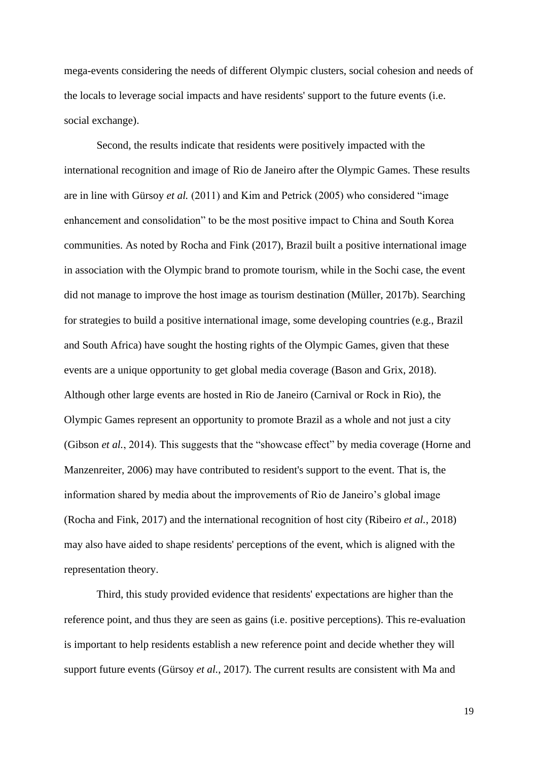mega-events considering the needs of different Olympic clusters, social cohesion and needs of the locals to leverage social impacts and have residents' support to the future events (i.e. social exchange).

Second, the results indicate that residents were positively impacted with the international recognition and image of Rio de Janeiro after the Olympic Games. These results are in line with Gürsoy *et al.* (2011) and Kim and Petrick (2005) who considered "image enhancement and consolidation" to be the most positive impact to China and South Korea communities. As noted by Rocha and Fink (2017), Brazil built a positive international image in association with the Olympic brand to promote tourism, while in the Sochi case, the event did not manage to improve the host image as tourism destination (Müller, 2017b). Searching for strategies to build a positive international image, some developing countries (e.g., Brazil and South Africa) have sought the hosting rights of the Olympic Games, given that these events are a unique opportunity to get global media coverage (Bason and Grix, 2018). Although other large events are hosted in Rio de Janeiro (Carnival or Rock in Rio), the Olympic Games represent an opportunity to promote Brazil as a whole and not just a city (Gibson *et al.*, 2014). This suggests that the "showcase effect" by media coverage (Horne and Manzenreiter, 2006) may have contributed to resident's support to the event. That is, the information shared by media about the improvements of Rio de Janeiro's global image (Rocha and Fink, 2017) and the international recognition of host city (Ribeiro *et al.*, 2018) may also have aided to shape residents' perceptions of the event, which is aligned with the representation theory.

Third, this study provided evidence that residents' expectations are higher than the reference point, and thus they are seen as gains (i.e. positive perceptions). This re-evaluation is important to help residents establish a new reference point and decide whether they will support future events (Gürsoy *et al.*, 2017). The current results are consistent with Ma and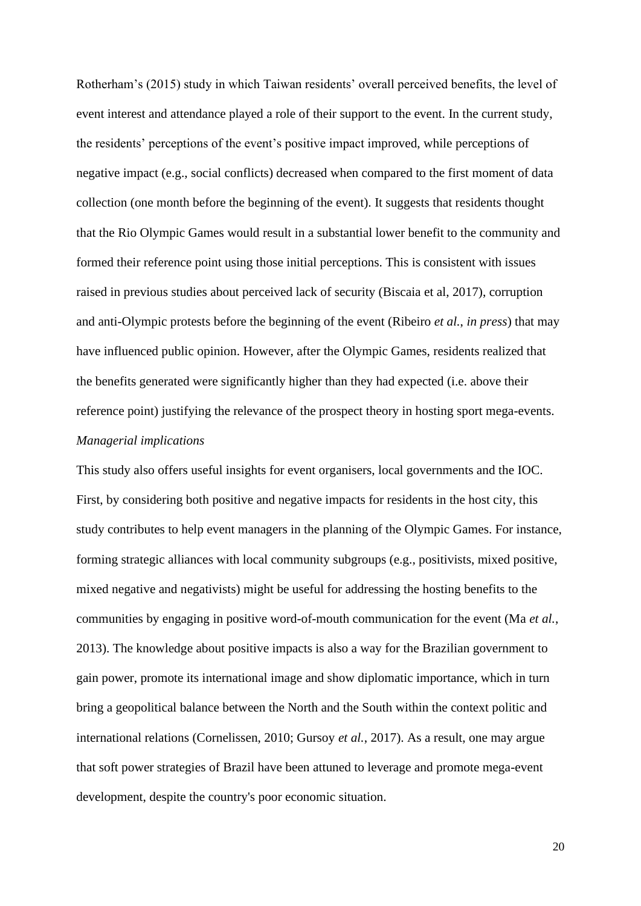Rotherham's (2015) study in which Taiwan residents' overall perceived benefits, the level of event interest and attendance played a role of their support to the event. In the current study, the residents' perceptions of the event's positive impact improved, while perceptions of negative impact (e.g., social conflicts) decreased when compared to the first moment of data collection (one month before the beginning of the event). It suggests that residents thought that the Rio Olympic Games would result in a substantial lower benefit to the community and formed their reference point using those initial perceptions. This is consistent with issues raised in previous studies about perceived lack of security (Biscaia et al, 2017), corruption and anti-Olympic protests before the beginning of the event (Ribeiro *et al.*, *in press*) that may have influenced public opinion. However, after the Olympic Games, residents realized that the benefits generated were significantly higher than they had expected (i.e. above their reference point) justifying the relevance of the prospect theory in hosting sport mega-events.

*Managerial implications*

This study also offers useful insights for event organisers, local governments and the IOC. First, by considering both positive and negative impacts for residents in the host city, this study contributes to help event managers in the planning of the Olympic Games. For instance, forming strategic alliances with local community subgroups (e.g., positivists, mixed positive, mixed negative and negativists) might be useful for addressing the hosting benefits to the communities by engaging in positive word-of-mouth communication for the event (Ma *et al.*, 2013). The knowledge about positive impacts is also a way for the Brazilian government to gain power, promote its international image and show diplomatic importance, which in turn bring a geopolitical balance between the North and the South within the context politic and international relations (Cornelissen, 2010; Gursoy *et al.*, 2017). As a result, one may argue that soft power strategies of Brazil have been attuned to leverage and promote mega-event development, despite the country's poor economic situation.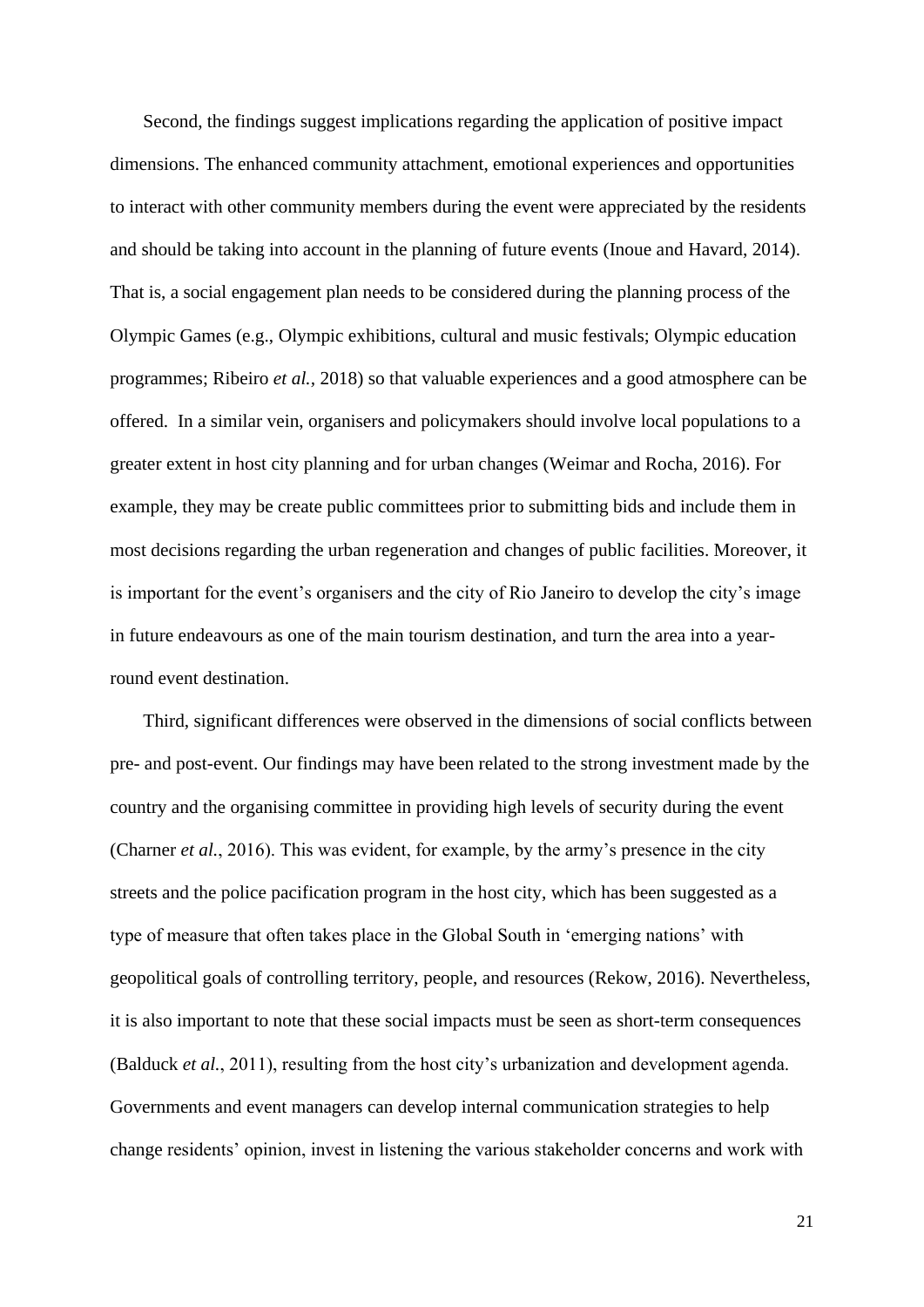Second, the findings suggest implications regarding the application of positive impact dimensions. The enhanced community attachment, emotional experiences and opportunities to interact with other community members during the event were appreciated by the residents and should be taking into account in the planning of future events (Inoue and Havard, 2014). That is, a social engagement plan needs to be considered during the planning process of the Olympic Games (e.g., Olympic exhibitions, cultural and music festivals; Olympic education programmes; Ribeiro *et al.*, 2018) so that valuable experiences and a good atmosphere can be offered. In a similar vein, organisers and policymakers should involve local populations to a greater extent in host city planning and for urban changes (Weimar and Rocha, 2016). For example, they may be create public committees prior to submitting bids and include them in most decisions regarding the urban regeneration and changes of public facilities. Moreover, it is important for the event's organisers and the city of Rio Janeiro to develop the city's image in future endeavours as one of the main tourism destination, and turn the area into a year-round event destination.

Third, significant differences were observed in the dimensions of social conflicts between pre- and post-event. Our findings may have been related to the strong investment made by the country and the organising committee in providing high levels of security during the event (Charner *et al.*, 2016). This was evident, for example, by the army's presence in the city streets and the police pacification program in the host city, which has been suggested as a type of measure that often takes place in the Global South in 'emerging nations' with geopolitical goals of controlling territory, people, and resources (Rekow, 2016). Nevertheless, it is also important to note that these social impacts must be seen as short-term consequences (Balduck *et al.*, 2011), resulting from the host city's urbanization and development agenda. Governments and event managers can develop internal communication strategies to help change residents' opinion, invest in listening the various stakeholder concerns and work with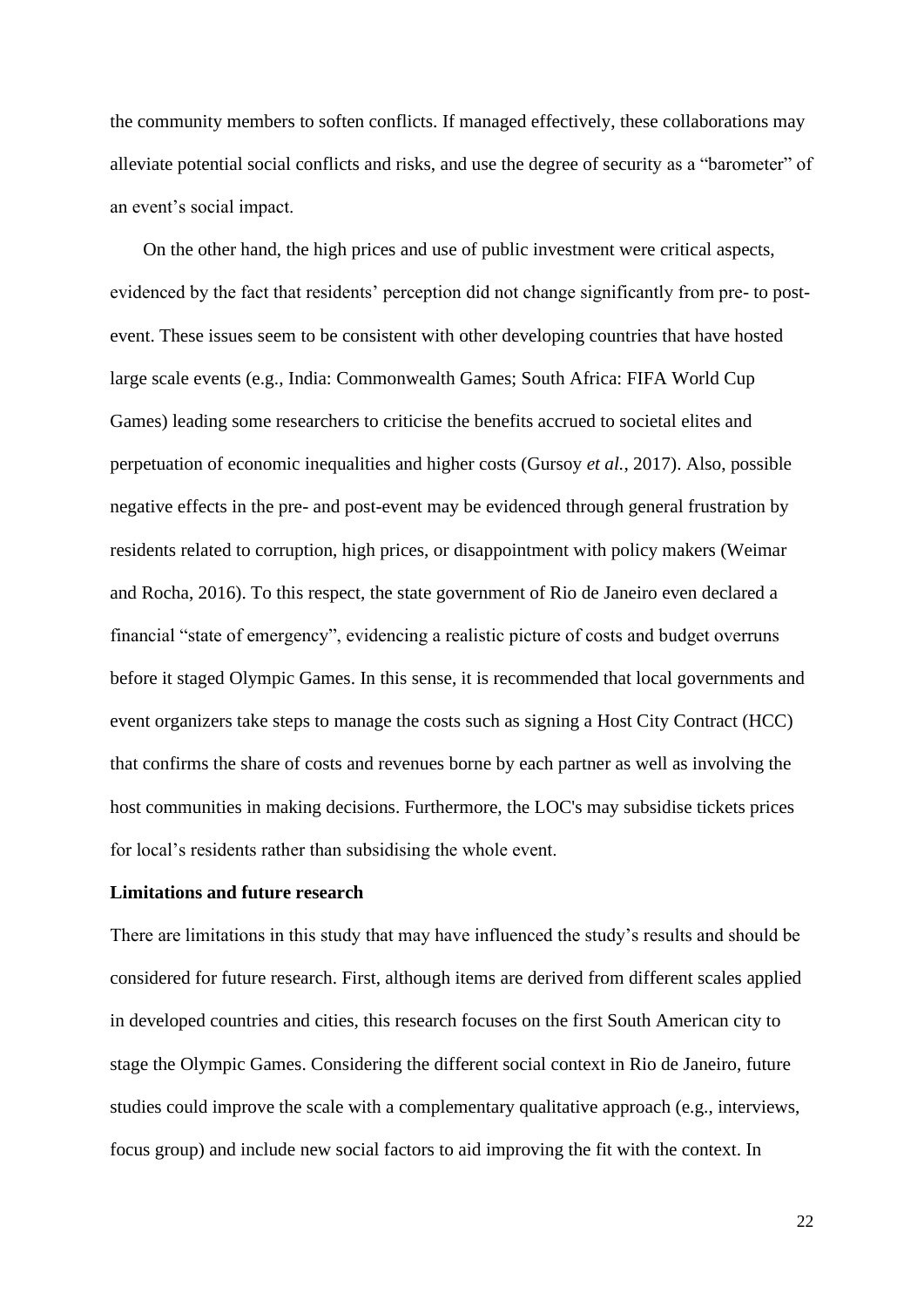the community members to soften conflicts. If managed effectively, these collaborations may alleviate potential social conflicts and risks, and use the degree of security as a "barometer" of an event's social impact.

On the other hand, the high prices and use of public investment were critical aspects, evidenced by the fact that residents' perception did not change significantly from pre- to post-event. These issues seem to be consistent with other developing countries that have hosted large scale events (e.g., India: Commonwealth Games; South Africa: FIFA World Cup Games) leading some researchers to criticise the benefits accrued to societal elites and perpetuation of economic inequalities and higher costs (Gursoy *et al.*, 2017). Also, possible negative effects in the pre- and post-event may be evidenced through general frustration by residents related to corruption, high prices, or disappointment with policy makers (Weimar and Rocha, 2016). To this respect, the state government of Rio de Janeiro even declared a financial "state of emergency", evidencing a realistic picture of costs and budget overruns before it staged Olympic Games. In this sense, it is recommended that local governments and event organizers take steps to manage the costs such as signing a Host City Contract (HCC) that confirms the share of costs and revenues borne by each partner as well as involving the host communities in making decisions. Furthermore, the LOC's may subsidise tickets prices for local's residents rather than subsidising the whole event.

**Limitations and future research**

There are limitations in this study that may have influenced the study's results and should be considered for future research. First, although items are derived from different scales applied in developed countries and cities, this research focuses on the first South American city to stage the Olympic Games. Considering the different social context in Rio de Janeiro, future studies could improve the scale with a complementary qualitative approach (e.g., interviews, focus group) and include new social factors to aid improving the fit with the context. In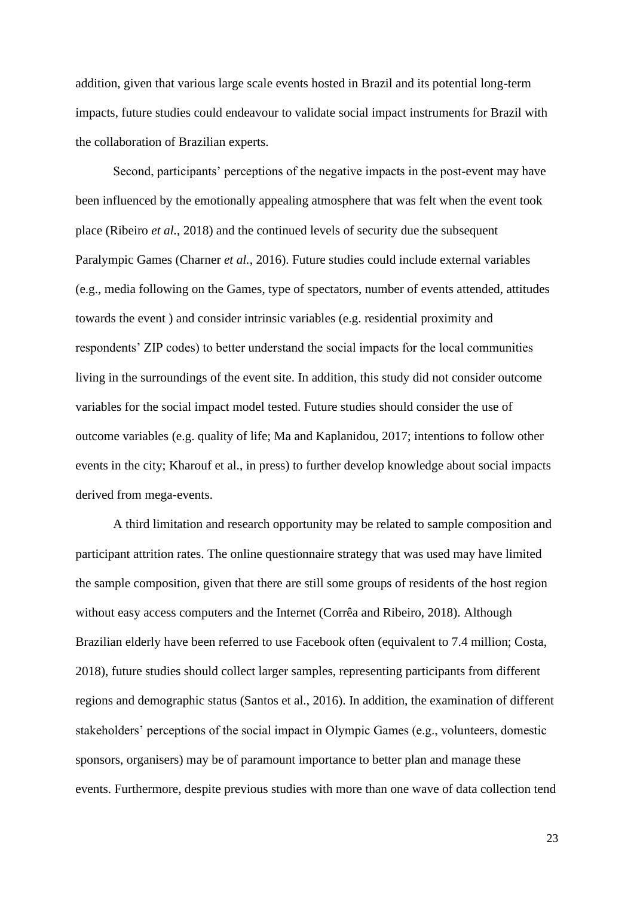addition, given that various large scale events hosted in Brazil and its potential long-term impacts, future studies could endeavour to validate social impact instruments for Brazil with the collaboration of Brazilian experts.

Second, participants' perceptions of the negative impacts in the post-event may have been influenced by the emotionally appealing atmosphere that was felt when the event took place (Ribeiro *et al.*, 2018) and the continued levels of security due the subsequent Paralympic Games (Charner *et al.*, 2016). Future studies could include external variables (e.g., media following on the Games, type of spectators, number of events attended, attitudes towards the event ) and consider intrinsic variables (e.g. residential proximity and respondents' ZIP codes) to better understand the social impacts for the local communities living in the surroundings of the event site. In addition, this study did not consider outcome variables for the social impact model tested. Future studies should consider the use of outcome variables (e.g. quality of life; Ma and Kaplanidou, 2017; intentions to follow other events in the city; Kharouf et al., in press) to further develop knowledge about social impacts derived from mega-events.

A third limitation and research opportunity may be related to sample composition and participant attrition rates. The online questionnaire strategy that was used may have limited the sample composition, given that there are still some groups of residents of the host region without easy access computers and the Internet (Corrêa and Ribeiro, 2018). Although Brazilian elderly have been referred to use Facebook often (equivalent to 7.4 million; Costa, 2018), future studies should collect larger samples, representing participants from different regions and demographic status (Santos et al., 2016). In addition, the examination of different stakeholders' perceptions of the social impact in Olympic Games (e.g., volunteers, domestic sponsors, organisers) may be of paramount importance to better plan and manage these events. Furthermore, despite previous studies with more than one wave of data collection tend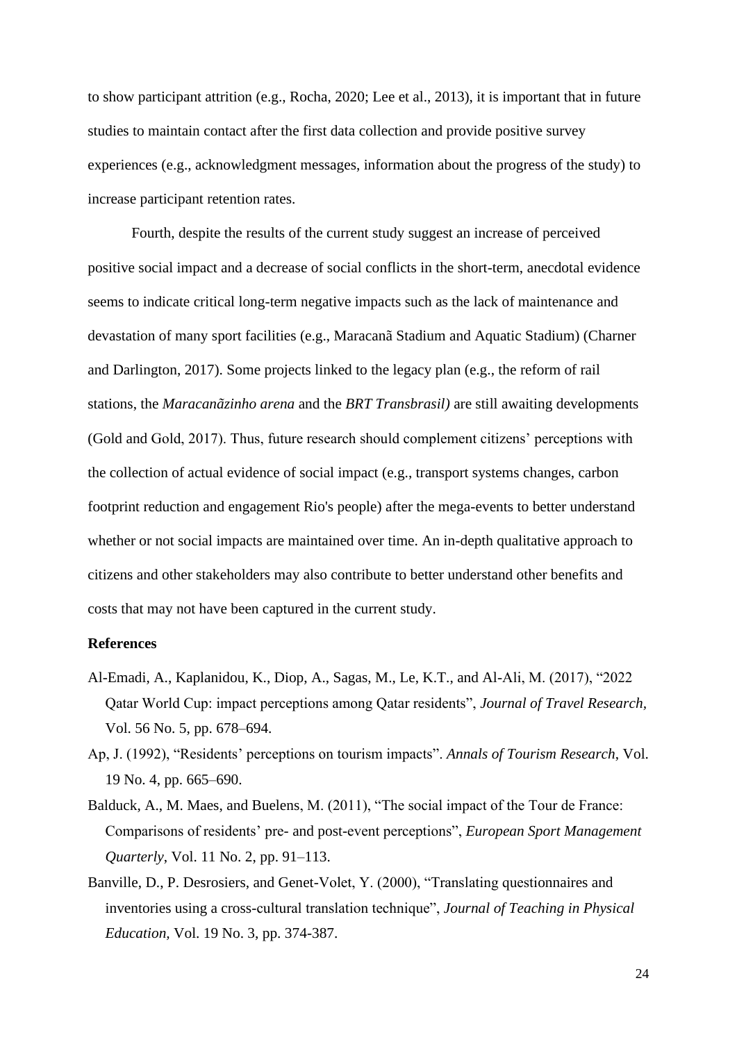to show participant attrition (e.g., Rocha, 2020; Lee et al., 2013), it is important that in future studies to maintain contact after the first data collection and provide positive survey experiences (e.g., acknowledgment messages, information about the progress of the study) to increase participant retention rates.

Fourth, despite the results of the current study suggest an increase of perceived positive social impact and a decrease of social conflicts in the short-term, anecdotal evidence seems to indicate critical long-term negative impacts such as the lack of maintenance and devastation of many sport facilities (e.g., Maracanã Stadium and Aquatic Stadium) (Charner and Darlington, 2017). Some projects linked to the legacy plan (e.g., the reform of rail stations, the *Maracanãzinho arena* and the *BRT Transbrasil)* are still awaiting developments (Gold and Gold, 2017). Thus, future research should complement citizens' perceptions with the collection of actual evidence of social impact (e.g., transport systems changes, carbon footprint reduction and engagement Rio's people) after the mega-events to better understand whether or not social impacts are maintained over time. An in-depth qualitative approach to citizens and other stakeholders may also contribute to better understand other benefits and costs that may not have been captured in the current study.

**References**

Al-Emadi, A., Kaplanidou, K., Diop, A., Sagas, M., Le, K.T., and Al-Ali, M. (2017), "2022 Qatar World Cup: impact perceptions among Qatar residents", *Journal of Travel Research*, Vol. 56 No. 5, pp. 678–694.

Ap, J. (1992), "Residents' perceptions on tourism impacts". *Annals of Tourism Research*, Vol. 19 No. 4, pp. 665–690.

Balduck, A., M. Maes, and Buelens, M. (2011), "The social impact of the Tour de France: Comparisons of residents' pre- and post-event perceptions", *European Sport Management Quarterly*, Vol. 11 No. 2, pp. 91–113.

Banville, D., P. Desrosiers, and Genet-Volet, Y. (2000), "Translating questionnaires and inventories using a cross-cultural translation technique", *Journal of Teaching in Physical Education*, Vol. 19 No. 3, pp. 374-387.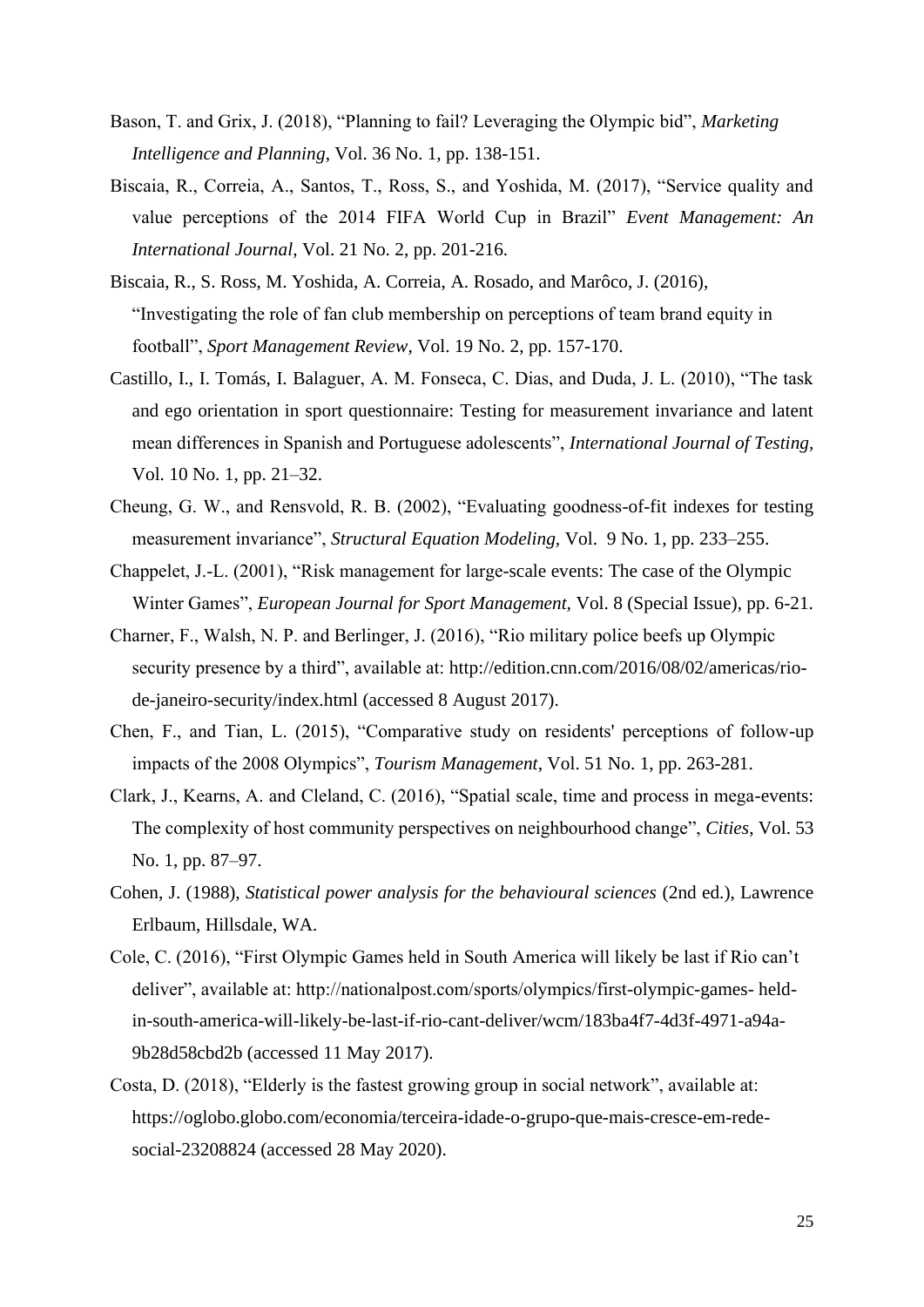Bason, T. and Grix, J. (2018), "Planning to fail? Leveraging the Olympic bid", *Marketing Intelligence and Planning*, Vol. 36 No. 1, pp. 138-151.

Biscaia, R., Correia, A., Santos, T., Ross, S., and Yoshida, M. (2017), "Service quality and value perceptions of the 2014 FIFA World Cup in Brazil" *Event Management: An International Journal*, Vol. 21 No. 2, pp. 201-216.

Biscaia, R., S. Ross, M. Yoshida, A. Correia, A. Rosado, and Marôco, J. (2016), "Investigating the role of fan club membership on perceptions of team brand equity in football", *Sport Management Review*, Vol. 19 No. 2, pp. 157-170.

Castillo, I., I. Tomás, I. Balaguer, A. M. Fonseca, C. Dias, and Duda, J. L. (2010), "The task and ego orientation in sport questionnaire: Testing for measurement invariance and latent mean differences in Spanish and Portuguese adolescents", *International Journal of Testing,* Vol. 10 No. 1, pp. 21–32.

Cheung, G. W., and Rensvold, R. B. (2002), "Evaluating goodness-of-fit indexes for testing measurement invariance", *Structural Equation Modeling,* Vol. 9 No. 1, pp. 233–255.

Chappelet, J.-L. (2001), "Risk management for large-scale events: The case of the Olympic Winter Games", *European Journal for Sport Management,* Vol. 8 (Special Issue), pp. 6-21.

Charner, F., Walsh, N. P. and Berlinger, J. (2016), "Rio military police beefs up Olympic security presence by a third", available at: http://edition.cnn.com/2016/08/02/americas/rio-de-janeiro-security/index.html (accessed 8 August 2017).

Chen, F., and Tian, L. (2015), "Comparative study on residents' perceptions of follow-up impacts of the 2008 Olympics", *Tourism Management*, Vol. 51 No. 1, pp. 263-281.

Clark, J., Kearns, A. and Cleland, C. (2016), "Spatial scale, time and process in mega-events: The complexity of host community perspectives on neighbourhood change", *Cities,* Vol. 53 No. 1, pp. 87–97.

Cohen, J. (1988), *Statistical power analysis for the behavioural sciences* (2nd ed.), Lawrence Erlbaum, Hillsdale, WA.

Cole, C. (2016), "First Olympic Games held in South America will likely be last if Rio can't deliver", available at: http://nationalpost.com/sports/olympics/first-olympic-games- held-in-south-america-will-likely-be-last-if-rio-cant-deliver/wcm/183ba4f7-4d3f-4971-a94a-9b28d58cbd2b (accessed 11 May 2017).

Costa, D. (2018), "Elderly is the fastest growing group in social network", available at: https://oglobo.globo.com/economia/terceira-idade-o-grupo-que-mais-cresce-em-rede-social-23208824 (accessed 28 May 2020).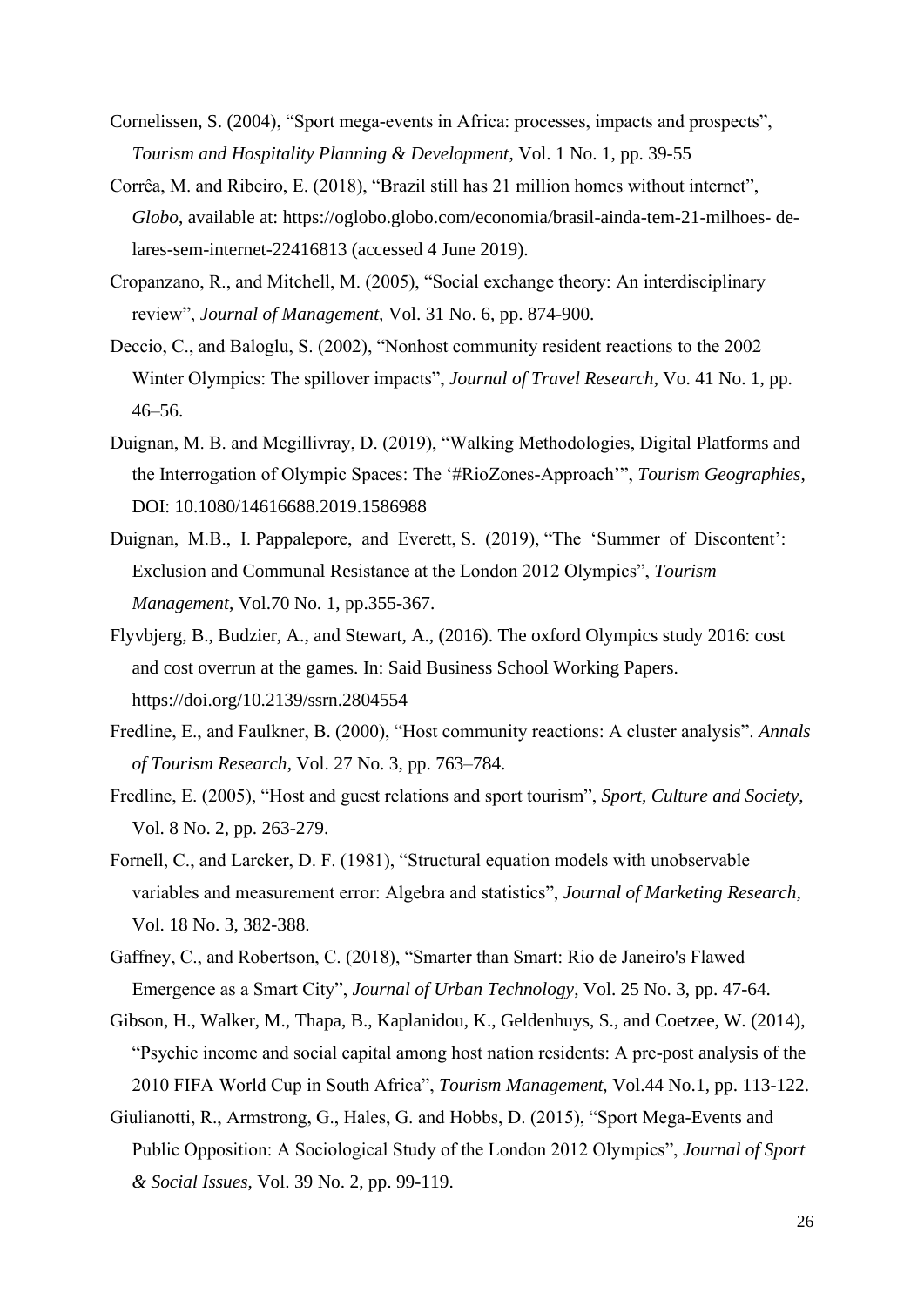Cornelissen, S. (2004), "Sport mega-events in Africa: processes, impacts and prospects", *Tourism and Hospitality Planning & Development*, Vol. 1 No. 1, pp. 39-55

Corrêa, M. and Ribeiro, E. (2018), "Brazil still has 21 million homes without internet", *Globo*, available at: https://oglobo.globo.com/economia/brasil-ainda-tem-21-milhoes- de-lares-sem-internet-22416813 (accessed 4 June 2019).

Cropanzano, R., and Mitchell, M. (2005), "Social exchange theory: An interdisciplinary review", *Journal of Management,* Vol. 31 No. 6, pp. 874-900.

Deccio, C., and Baloglu, S. (2002), "Nonhost community resident reactions to the 2002 Winter Olympics: The spillover impacts", *Journal of Travel Research*, Vo. 41 No. 1, pp. 46–56.

Duignan, M. B. and Mcgillivray, D. (2019), "Walking Methodologies, Digital Platforms and the Interrogation of Olympic Spaces: The '#RioZones-Approach'", *Tourism Geographies*, DOI: 10.1080/14616688.2019.1586988

Duignan, M.B., I. Pappalepore, and Everett, S. (2019), "The 'Summer of Discontent': Exclusion and Communal Resistance at the London 2012 Olympics", *Tourism Management*, Vol.70 No. 1, pp.355-367.

Flyvbjerg, B., Budzier, A., and Stewart, A., (2016). The oxford Olympics study 2016: cost and cost overrun at the games. In: Said Business School Working Papers. https://doi.org/10.2139/ssrn.2804554

Fredline, E., and Faulkner, B. (2000), "Host community reactions: A cluster analysis". *Annals of Tourism Research*, Vol. 27 No. 3, pp. 763–784.

Fredline, E. (2005), "Host and guest relations and sport tourism", *Sport, Culture and Society,* Vol. 8 No. 2, pp. 263-279.

Fornell, C., and Larcker, D. F. (1981), "Structural equation models with unobservable variables and measurement error: Algebra and statistics", *Journal of Marketing Research,* Vol. 18 No. 3, 382-388.

Gaffney, C., and Robertson, C. (2018), "Smarter than Smart: Rio de Janeiro's Flawed Emergence as a Smart City", *Journal of Urban Technology*, Vol. 25 No. 3, pp. 47-64.

Gibson, H., Walker, M., Thapa, B., Kaplanidou, K., Geldenhuys, S., and Coetzee, W. (2014), "Psychic income and social capital among host nation residents: A pre-post analysis of the 2010 FIFA World Cup in South Africa", *Tourism Management,* Vol.44 No.1, pp. 113-122.

Giulianotti, R., Armstrong, G., Hales, G. and Hobbs, D. (2015), "Sport Mega-Events and Public Opposition: A Sociological Study of the London 2012 Olympics", *Journal of Sport & Social Issues,* Vol. 39 No. 2, pp. 99-119.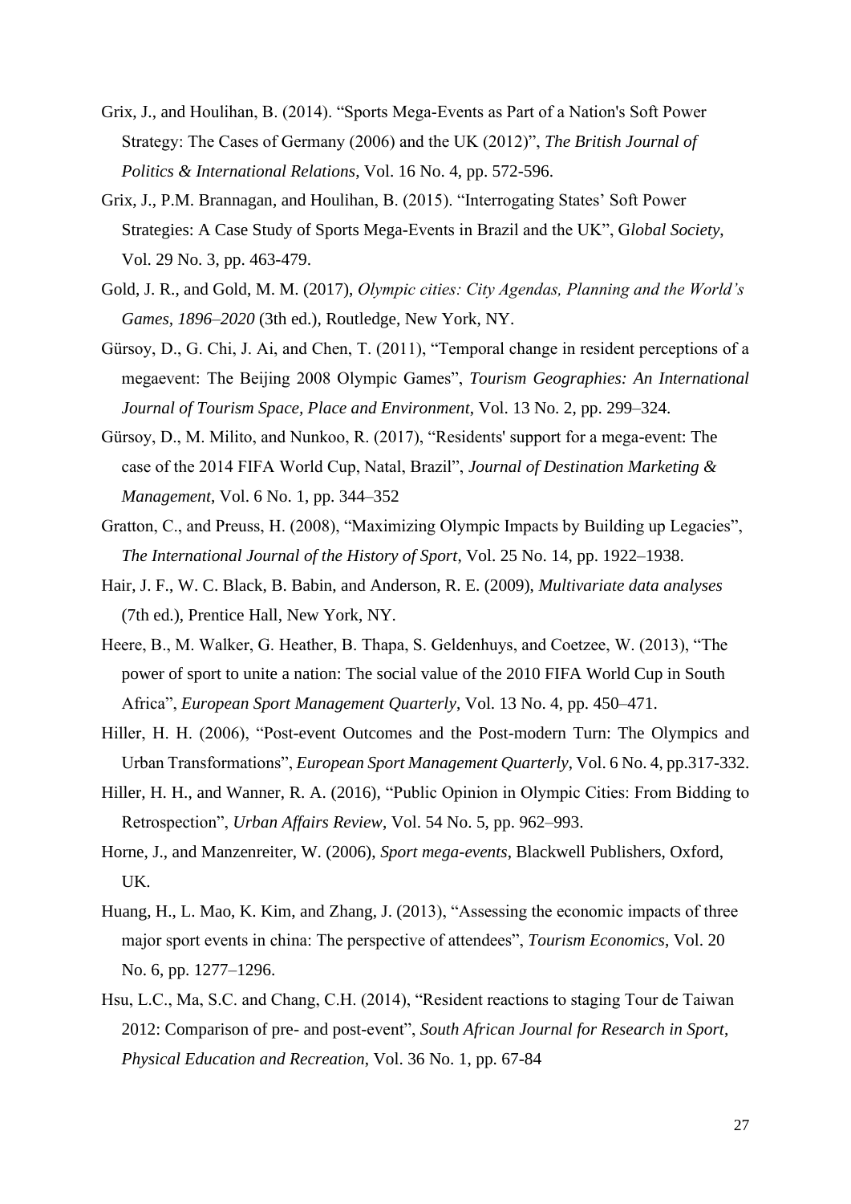Grix, J., and Houlihan, B. (2014). "Sports Mega-Events as Part of a Nation's Soft Power Strategy: The Cases of Germany (2006) and the UK (2012)", *The British Journal of Politics & International Relations*, Vol. 16 No. 4, pp. 572-596.

Grix, J., P.M. Brannagan, and Houlihan, B. (2015). "Interrogating States' Soft Power Strategies: A Case Study of Sports Mega-Events in Brazil and the UK", G*lobal Society*, Vol. 29 No. 3, pp. 463-479.

Gold, J. R., and Gold, M. M. (2017), *Olympic cities: City Agendas, Planning and the World's Games, 1896–2020* (3th ed.), Routledge, New York, NY.

Gürsoy, D., G. Chi, J. Ai, and Chen, T. (2011), "Temporal change in resident perceptions of a megaevent: The Beijing 2008 Olympic Games", *Tourism Geographies: An International Journal of Tourism Space, Place and Environment*, Vol. 13 No. 2, pp. 299–324.

Gürsoy, D., M. Milito, and Nunkoo, R. (2017), "Residents' support for a mega-event: The case of the 2014 FIFA World Cup, Natal, Brazil", *Journal of Destination Marketing & Management*, Vol. 6 No. 1, pp. 344–352

Gratton, C., and Preuss, H. (2008), "Maximizing Olympic Impacts by Building up Legacies", *The International Journal of the History of Sport*, Vol. 25 No. 14, pp. 1922–1938.

Hair, J. F., W. C. Black, B. Babin, and Anderson, R. E. (2009), *Multivariate data analyses* (7th ed.), Prentice Hall, New York, NY.

Heere, B., M. Walker, G. Heather, B. Thapa, S. Geldenhuys, and Coetzee, W. (2013), "The power of sport to unite a nation: The social value of the 2010 FIFA World Cup in South Africa", *European Sport Management Quarterly*, Vol. 13 No. 4, pp. 450–471.

Hiller, H. H. (2006), "Post-event Outcomes and the Post-modern Turn: The Olympics and Urban Transformations", *European Sport Management Quarterly*, Vol. 6 No. 4, pp.317-332.

Hiller, H. H., and Wanner, R. A. (2016), "Public Opinion in Olympic Cities: From Bidding to Retrospection", *Urban Affairs Review*, Vol. 54 No. 5, pp. 962–993.

Horne, J., and Manzenreiter, W. (2006), *Sport mega-events*, Blackwell Publishers, Oxford, UK.

Huang, H., L. Mao, K. Kim, and Zhang, J. (2013), "Assessing the economic impacts of three major sport events in china: The perspective of attendees", *Tourism Economics*, Vol. 20 No. 6, pp. 1277–1296.

Hsu, L.C., Ma, S.C. and Chang, C.H. (2014), "Resident reactions to staging Tour de Taiwan 2012: Comparison of pre- and post-event", *South African Journal for Research in Sport, Physical Education and Recreation*, Vol. 36 No. 1, pp. 67-84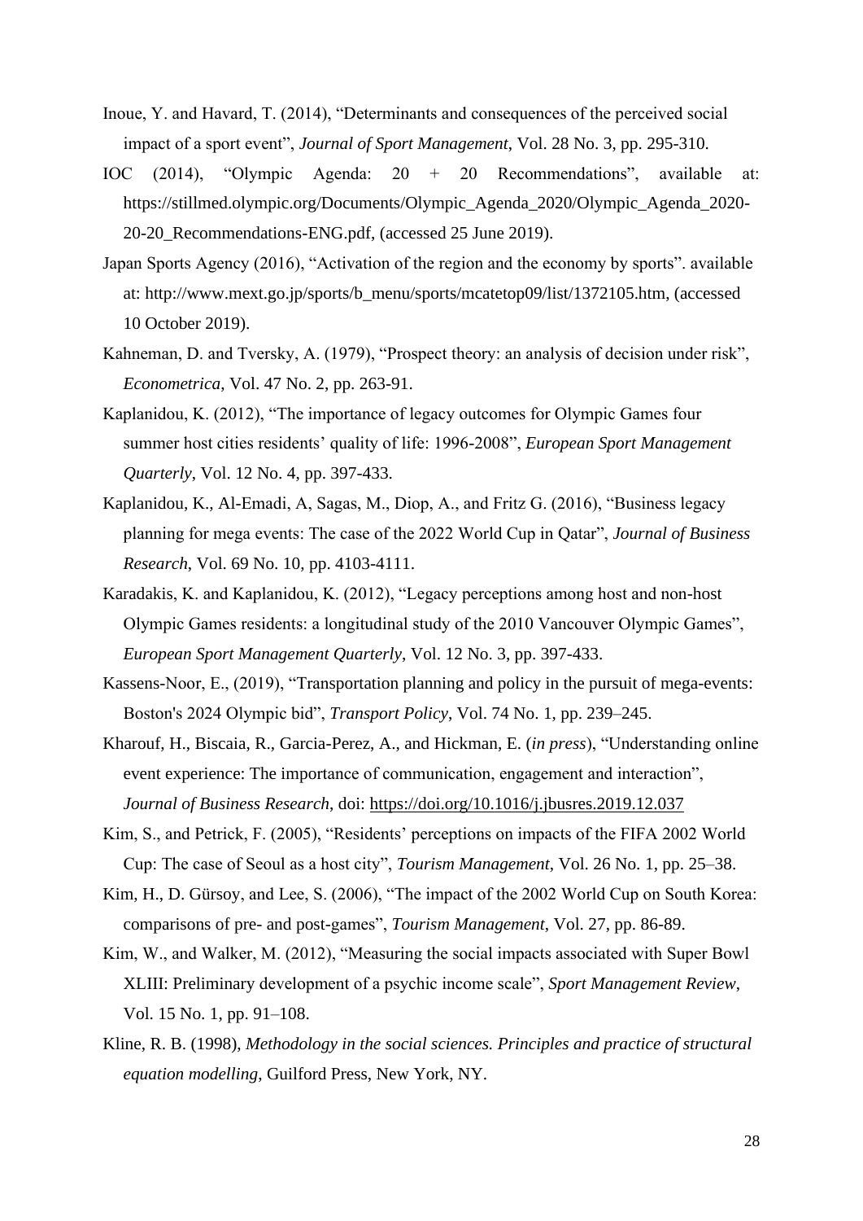Inoue, Y. and Havard, T. (2014), "Determinants and consequences of the perceived social impact of a sport event", *Journal of Sport Management*, Vol. 28 No. 3, pp. 295-310.

IOC (2014), "Olympic Agenda: 20 + 20 Recommendations", available at: https://stillmed.olympic.org/Documents/Olympic_Agenda_2020/Olympic_Agenda_2020-20-20_Recommendations-ENG.pdf, (accessed 25 June 2019).

Japan Sports Agency (2016), "Activation of the region and the economy by sports". available at: http://www.mext.go.jp/sports/b_menu/sports/mcatetop09/list/1372105.htm, (accessed 10 October 2019).

Kahneman, D. and Tversky, A. (1979), "Prospect theory: an analysis of decision under risk", *Econometrica*, Vol. 47 No. 2, pp. 263-91.

Kaplanidou, K. (2012), "The importance of legacy outcomes for Olympic Games four summer host cities residents' quality of life: 1996-2008", *European Sport Management Quarterly*, Vol. 12 No. 4, pp. 397-433.

Kaplanidou, K., Al-Emadi, A, Sagas, M., Diop, A., and Fritz G. (2016), "Business legacy planning for mega events: The case of the 2022 World Cup in Qatar", *Journal of Business Research*, Vol. 69 No. 10, pp. 4103-4111.

Karadakis, K. and Kaplanidou, K. (2012), "Legacy perceptions among host and non-host Olympic Games residents: a longitudinal study of the 2010 Vancouver Olympic Games", *European Sport Management Quarterly*, Vol. 12 No. 3, pp. 397-433.

Kassens-Noor, E., (2019), "Transportation planning and policy in the pursuit of mega-events: Boston's 2024 Olympic bid", *Transport Policy*, Vol. 74 No. 1, pp. 239–245.

Kharouf, H., Biscaia, R., Garcia-Perez, A., and Hickman, E. (*in press*), "Understanding online event experience: The importance of communication, engagement and interaction", *Journal of Business Research*, doi: https://doi.org/10.1016/j.jbusres.2019.12.037

Kim, S., and Petrick, F. (2005), "Residents' perceptions on impacts of the FIFA 2002 World Cup: The case of Seoul as a host city", *Tourism Management*, Vol. 26 No. 1, pp. 25–38.

Kim, H., D. Gürsoy, and Lee, S. (2006), "The impact of the 2002 World Cup on South Korea: comparisons of pre- and post-games", *Tourism Management*, Vol. 27, pp. 86-89.

Kim, W., and Walker, M. (2012), "Measuring the social impacts associated with Super Bowl XLIII: Preliminary development of a psychic income scale", *Sport Management Review*, Vol. 15 No. 1, pp. 91–108.

Kline, R. B. (1998), *Methodology in the social sciences. Principles and practice of structural equation modelling*, Guilford Press, New York, NY.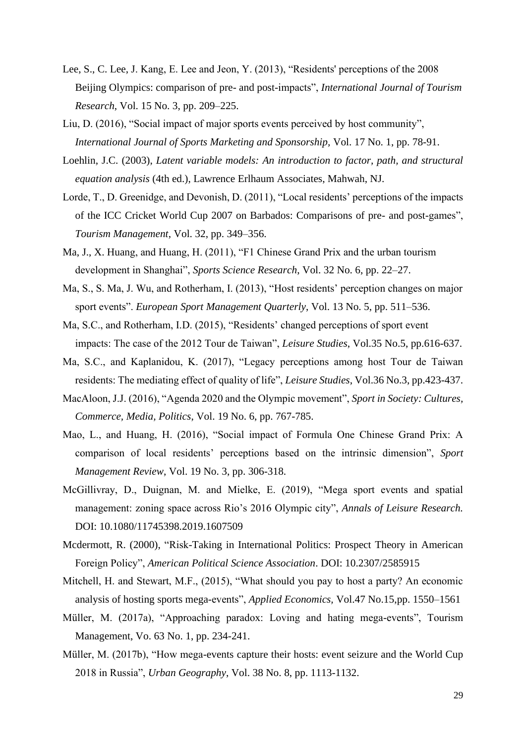Lee, S., C. Lee, J. Kang, E. Lee and Jeon, Y. (2013), "Residents' perceptions of the 2008 Beijing Olympics: comparison of pre- and post-impacts", *International Journal of Tourism Research*, Vol. 15 No. 3, pp. 209–225.

Liu, D. (2016), "Social impact of major sports events perceived by host community", *International Journal of Sports Marketing and Sponsorship*, Vol. 17 No. 1, pp. 78-91.

Loehlin, J.C. (2003), *Latent variable models: An introduction to factor, path, and structural equation analysis* (4th ed.), Lawrence Erlhaum Associates, Mahwah, NJ.

Lorde, T., D. Greenidge, and Devonish, D. (2011), "Local residents' perceptions of the impacts of the ICC Cricket World Cup 2007 on Barbados: Comparisons of pre- and post-games", *Tourism Management*, Vol. 32, pp. 349–356.

Ma, J., X. Huang, and Huang, H. (2011), "F1 Chinese Grand Prix and the urban tourism development in Shanghai", *Sports Science Research*, Vol. 32 No. 6, pp. 22–27.

Ma, S., S. Ma, J. Wu, and Rotherham, I. (2013), "Host residents' perception changes on major sport events". *European Sport Management Quarterly*, Vol. 13 No. 5, pp. 511–536.

Ma, S.C., and Rotherham, I.D. (2015), "Residents' changed perceptions of sport event impacts: The case of the 2012 Tour de Taiwan", *Leisure Studies*, Vol.35 No.5, pp.616-637.

Ma, S.C., and Kaplanidou, K. (2017), "Legacy perceptions among host Tour de Taiwan residents: The mediating effect of quality of life", *Leisure Studies*, Vol.36 No.3, pp.423-437.

MacAloon, J.J. (2016), "Agenda 2020 and the Olympic movement", *Sport in Society: Cultures, Commerce, Media, Politics*, Vol. 19 No. 6, pp. 767-785.

Mao, L., and Huang, H. (2016), "Social impact of Formula One Chinese Grand Prix: A comparison of local residents' perceptions based on the intrinsic dimension", *Sport Management Review*, Vol. 19 No. 3, pp. 306-318.

McGillivray, D., Duignan, M. and Mielke, E. (2019), "Mega sport events and spatial management: zoning space across Rio's 2016 Olympic city", *Annals of Leisure Research.* DOI: 10.1080/11745398.2019.1607509

Mcdermott, R. (2000), "Risk-Taking in International Politics: Prospect Theory in American Foreign Policy", *American Political Science Association*. DOI: 10.2307/2585915

Mitchell, H. and Stewart, M.F., (2015), "What should you pay to host a party? An economic analysis of hosting sports mega-events", *Applied Economics,* Vol.47 No.15,pp. 1550–1561

Müller, M. (2017a), "Approaching paradox: Loving and hating mega-events", Tourism Management, Vo. 63 No. 1, pp. 234-241.

Müller, M. (2017b), "How mega-events capture their hosts: event seizure and the World Cup 2018 in Russia", *Urban Geography*, Vol. 38 No. 8, pp. 1113-1132.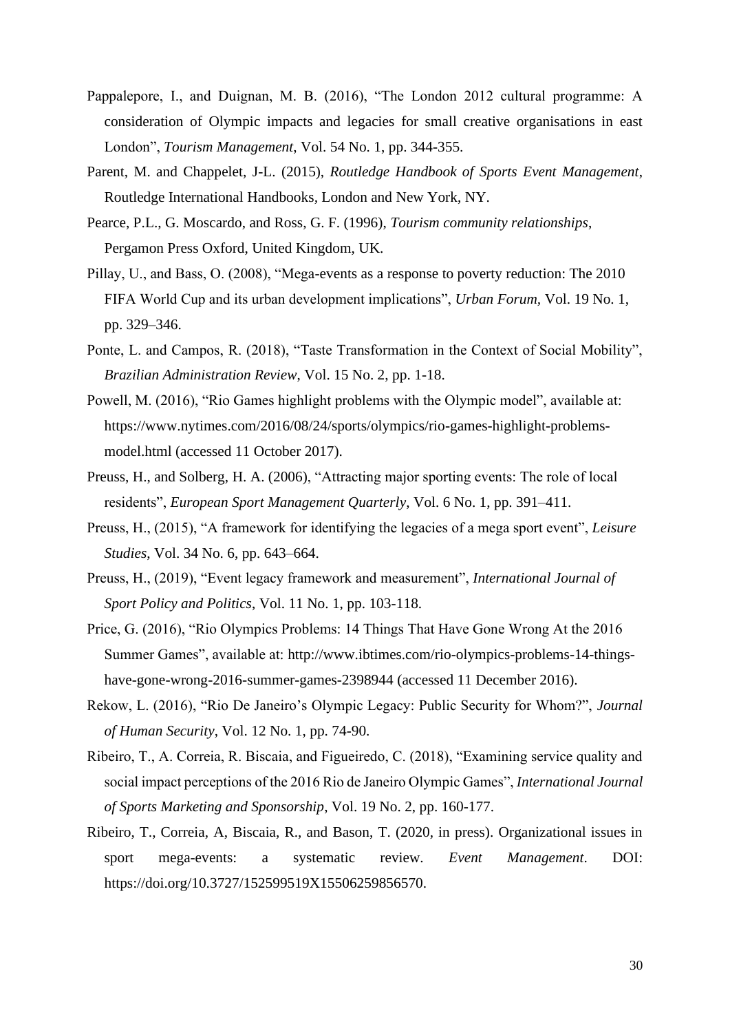Pappalepore, I., and Duignan, M. B. (2016), "The London 2012 cultural programme: A consideration of Olympic impacts and legacies for small creative organisations in east London", *Tourism Management*, Vol. 54 No. 1, pp. 344-355.

Parent, M. and Chappelet, J-L. (2015), *Routledge Handbook of Sports Event Management*, Routledge International Handbooks, London and New York, NY.

Pearce, P.L., G. Moscardo, and Ross, G. F. (1996), *Tourism community relationships*, Pergamon Press Oxford, United Kingdom, UK.

Pillay, U., and Bass, O. (2008), "Mega-events as a response to poverty reduction: The 2010 FIFA World Cup and its urban development implications", *Urban Forum*, Vol. 19 No. 1, pp. 329–346.

Ponte, L. and Campos, R. (2018), "Taste Transformation in the Context of Social Mobility", *Brazilian Administration Review*, Vol. 15 No. 2, pp. 1-18.

Powell, M. (2016), "Rio Games highlight problems with the Olympic model", available at: https://www.nytimes.com/2016/08/24/sports/olympics/rio-games-highlight-problems-model.html (accessed 11 October 2017).

Preuss, H., and Solberg, H. A. (2006), "Attracting major sporting events: The role of local residents", *European Sport Management Quarterly*, Vol. 6 No. 1, pp. 391–411.

Preuss, H., (2015), "A framework for identifying the legacies of a mega sport event", *Leisure Studies*, Vol. 34 No. 6, pp. 643–664.

Preuss, H., (2019), "Event legacy framework and measurement", *International Journal of Sport Policy and Politics*, Vol. 11 No. 1, pp. 103-118.

Price, G. (2016), "Rio Olympics Problems: 14 Things That Have Gone Wrong At the 2016 Summer Games", available at: http://www.ibtimes.com/rio-olympics-problems-14-things-have-gone-wrong-2016-summer-games-2398944 (accessed 11 December 2016).

Rekow, L. (2016), "Rio De Janeiro's Olympic Legacy: Public Security for Whom?", *Journal of Human Security*, Vol. 12 No. 1, pp. 74-90.

Ribeiro, T., A. Correia, R. Biscaia, and Figueiredo, C. (2018), "Examining service quality and social impact perceptions of the 2016 Rio de Janeiro Olympic Games", *International Journal of Sports Marketing and Sponsorship*, Vol. 19 No. 2, pp. 160-177.

Ribeiro, T., Correia, A, Biscaia, R., and Bason, T. (2020, in press). Organizational issues in sport mega-events: a systematic review. *Event Management*. DOI: https://doi.org/10.3727/152599519X15506259856570.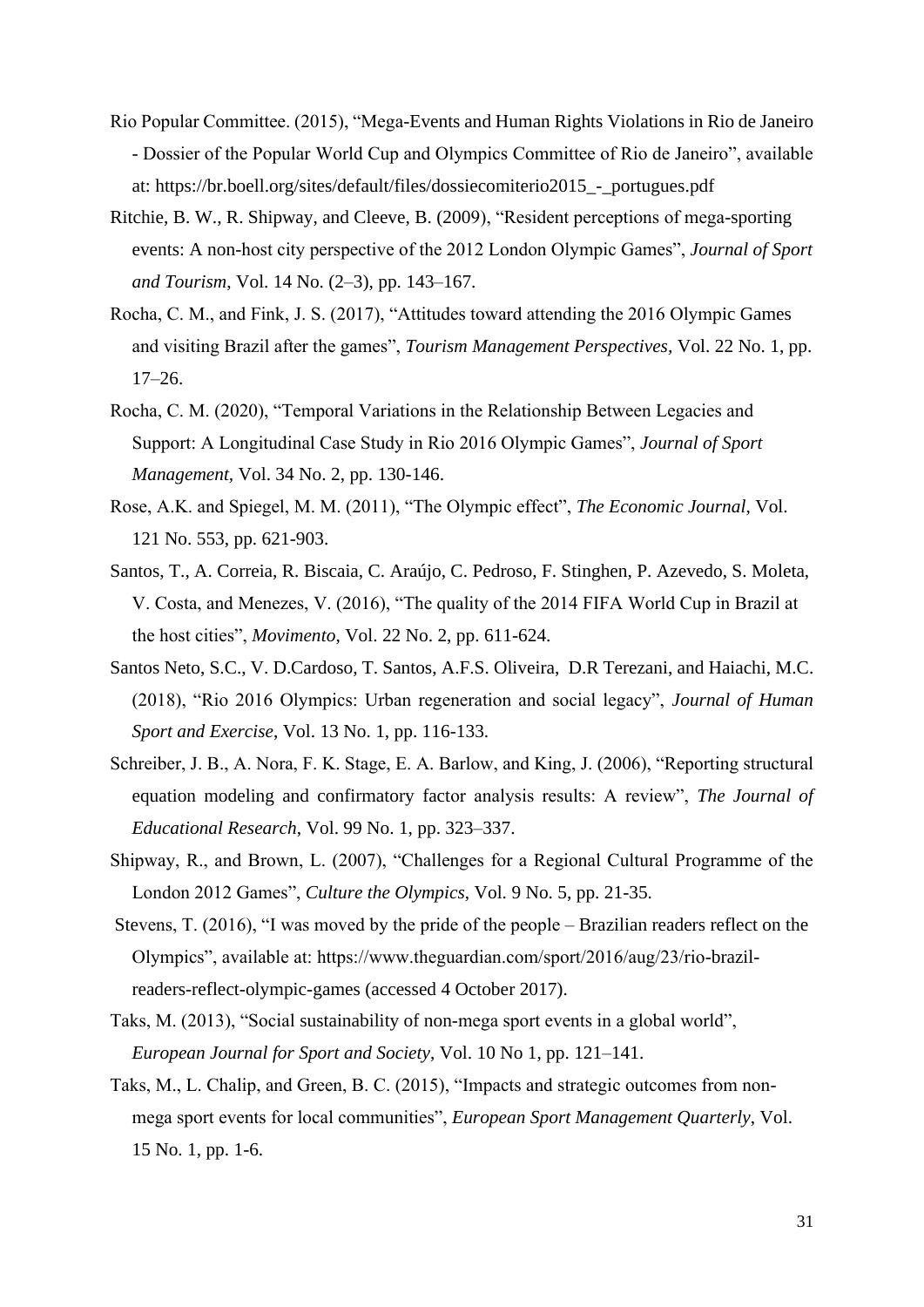Rio Popular Committee. (2015), "Mega-Events and Human Rights Violations in Rio de Janeiro - Dossier of the Popular World Cup and Olympics Committee of Rio de Janeiro", available at: https://br.boell.org/sites/default/files/dossiecomiterio2015_-_portugues.pdf

Ritchie, B. W., R. Shipway, and Cleeve, B. (2009), "Resident perceptions of mega-sporting events: A non-host city perspective of the 2012 London Olympic Games", *Journal of Sport and Tourism*, Vol. 14 No. (2–3), pp. 143–167.

Rocha, C. M., and Fink, J. S. (2017), "Attitudes toward attending the 2016 Olympic Games and visiting Brazil after the games", *Tourism Management Perspectives*, Vol. 22 No. 1, pp. 17–26.

Rocha, C. M. (2020), "Temporal Variations in the Relationship Between Legacies and Support: A Longitudinal Case Study in Rio 2016 Olympic Games", *Journal of Sport Management,* Vol. 34 No. 2, pp. 130-146.

Rose, A.K. and Spiegel, M. M. (2011), "The Olympic effect", *The Economic Journal*, Vol. 121 No. 553, pp. 621-903.

Santos, T., A. Correia, R. Biscaia, C. Araújo, C. Pedroso, F. Stinghen, P. Azevedo, S. Moleta, V. Costa, and Menezes, V. (2016), "The quality of the 2014 FIFA World Cup in Brazil at the host cities", *Movimento,* Vol. 22 No. 2, pp. 611-624.

Santos Neto, S.C., V. D.Cardoso, T. Santos, A.F.S. Oliveira, D.R Terezani, and Haiachi, M.C. (2018), "Rio 2016 Olympics: Urban regeneration and social legacy", *Journal of Human Sport and Exercise*, Vol. 13 No. 1, pp. 116-133.

Schreiber, J. B., A. Nora, F. K. Stage, E. A. Barlow, and King, J. (2006), "Reporting structural equation modeling and confirmatory factor analysis results: A review", *The Journal of Educational Research*, Vol. 99 No. 1, pp. 323–337.

Shipway, R., and Brown, L. (2007), "Challenges for a Regional Cultural Programme of the London 2012 Games", *Culture the Olympics*, Vol. 9 No. 5, pp. 21-35.

Stevens, T. (2016), "I was moved by the pride of the people – Brazilian readers reflect on the Olympics", available at: https://www.theguardian.com/sport/2016/aug/23/rio-brazil-readers-reflect-olympic-games (accessed 4 October 2017).

Taks, M. (2013), "Social sustainability of non-mega sport events in a global world", *European Journal for Sport and Society*, Vol. 10 No 1, pp. 121–141.

Taks, M., L. Chalip, and Green, B. C. (2015), "Impacts and strategic outcomes from non-mega sport events for local communities", *European Sport Management Quarterly*, Vol. 15 No. 1, pp. 1-6.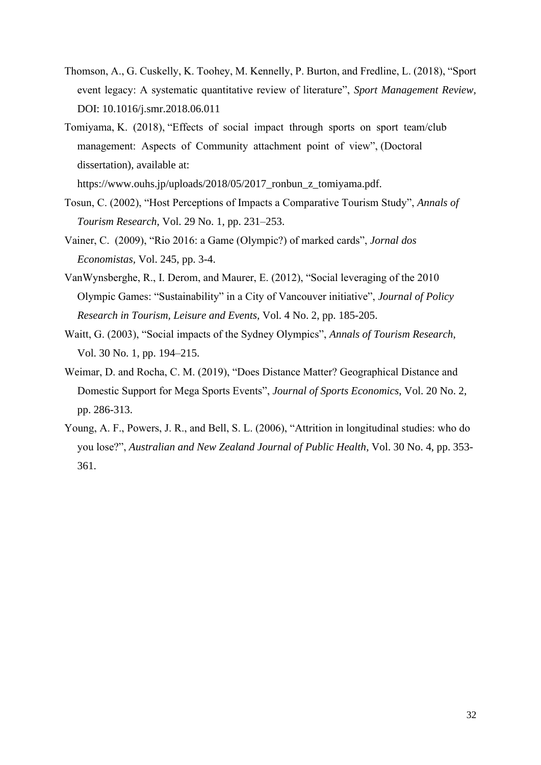Thomson, A., G. Cuskelly, K. Toohey, M. Kennelly, P. Burton, and Fredline, L. (2018), "Sport event legacy: A systematic quantitative review of literature", *Sport Management Review,* DOI: 10.1016/j.smr.2018.06.011

Tomiyama, K. (2018), "Effects of social impact through sports on sport team/club management: Aspects of Community attachment point of view", (Doctoral dissertation), available at: https://www.ouhs.jp/uploads/2018/05/2017_ronbun_z_tomiyama.pdf.

Tosun, C. (2002), "Host Perceptions of Impacts a Comparative Tourism Study", *Annals of Tourism Research*, Vol. 29 No. 1, pp. 231–253.

Vainer, C. (2009), "Rio 2016: a Game (Olympic?) of marked cards", *Jornal dos Economistas,* Vol. 245, pp. 3-4.

VanWynsberghe, R., I. Derom, and Maurer, E. (2012), "Social leveraging of the 2010 Olympic Games: "Sustainability" in a City of Vancouver initiative", *Journal of Policy Research in Tourism, Leisure and Events,* Vol. 4 No. 2, pp. 185-205.

Waitt, G. (2003), "Social impacts of the Sydney Olympics", *Annals of Tourism Research,* Vol. 30 No. 1, pp. 194–215.

Weimar, D. and Rocha, C. M. (2019), "Does Distance Matter? Geographical Distance and Domestic Support for Mega Sports Events", *Journal of Sports Economics,* Vol. 20 No. 2, pp. 286-313.

Young, A. F., Powers, J. R., and Bell, S. L. (2006), "Attrition in longitudinal studies: who do you lose?", *Australian and New Zealand Journal of Public Health*, Vol. 30 No. 4, pp. 353-361.